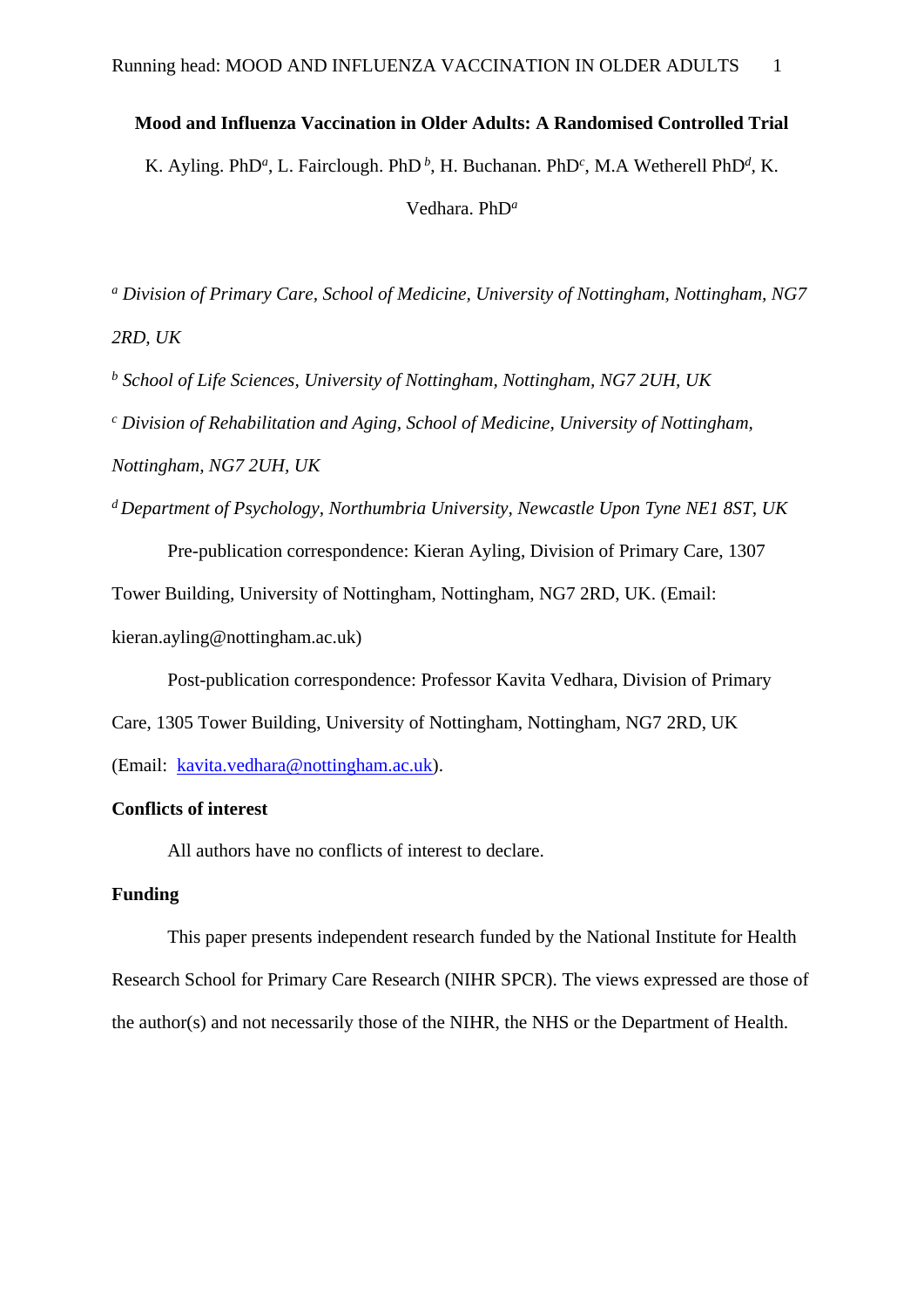# Mood and Influenza Vaccination in Older Adults: A Randomised Controlled Trial

K. Ayling. PhD[a], L. Fairclough. PhD [b], H. Buchanan. PhD[c], M.A Wetherell PhD[d], K. Vedhara. PhD[a]

[a] *Division of Primary Care, School of Medicine, University of Nottingham, Nottingham, NG7 2RD, UK*

[b] *School of Life Sciences, University of Nottingham, Nottingham, NG7 2UH, UK*

[c] *Division of Rehabilitation and Aging, School of Medicine, University of Nottingham, Nottingham, NG7 2UH, UK*

[d] *Department of Psychology, Northumbria University, Newcastle Upon Tyne NE1 8ST, UK*

Pre-publication correspondence: Kieran Ayling, Division of Primary Care, 1307 Tower Building, University of Nottingham, Nottingham, NG7 2RD, UK. (Email: kieran.ayling@nottingham.ac.uk)

Post-publication correspondence: Professor Kavita Vedhara, Division of Primary Care, 1305 Tower Building, University of Nottingham, Nottingham, NG7 2RD, UK (Email: kavita.vedhara@nottingham.ac.uk).

**Conflicts of interest**

All authors have no conflicts of interest to declare.

**Funding**

This paper presents independent research funded by the National Institute for Health Research School for Primary Care Research (NIHR SPCR). The views expressed are those of the author(s) and not necessarily those of the NIHR, the NHS or the Department of Health.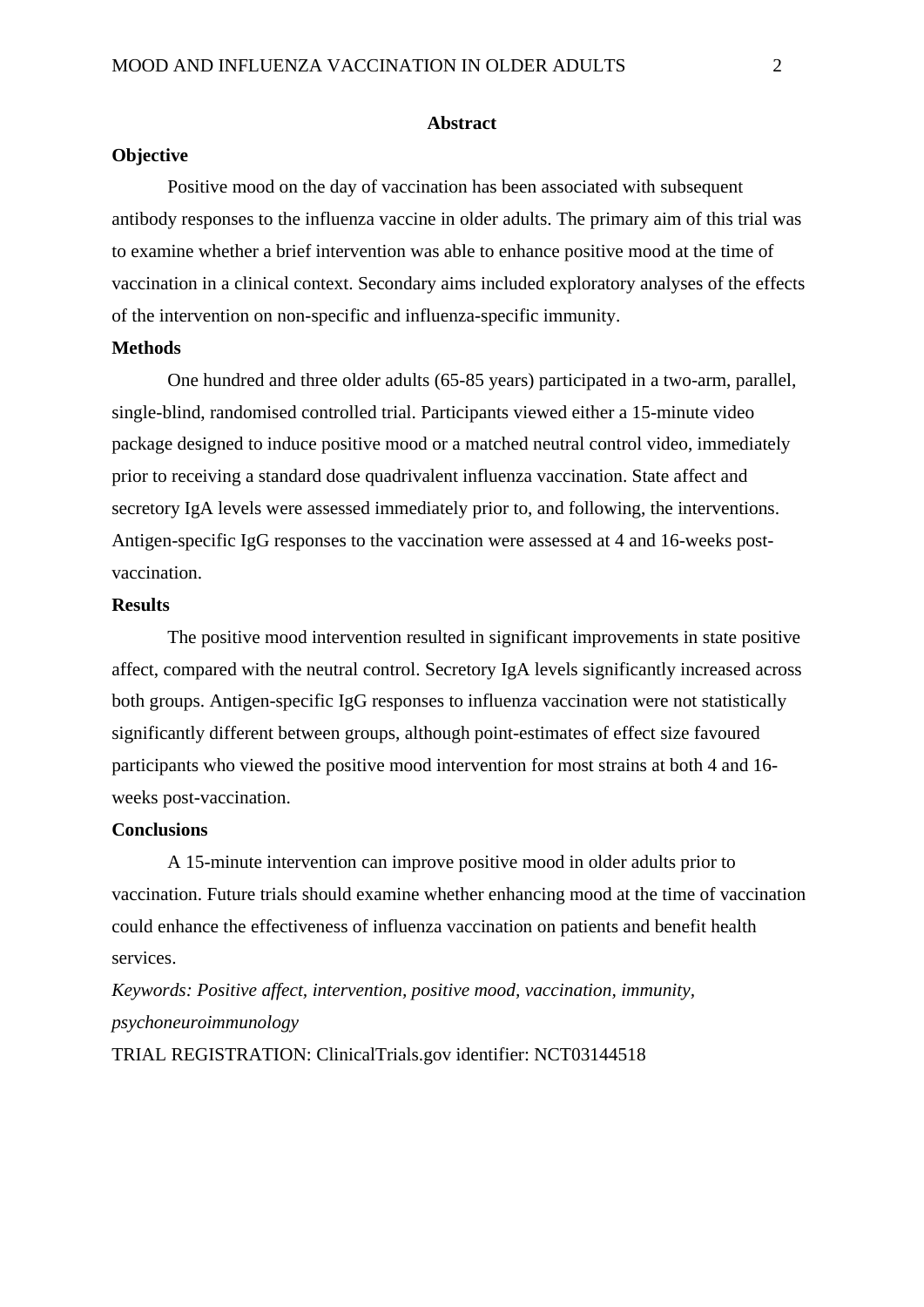## Abstract

### Objective

Positive mood on the day of vaccination has been associated with subsequent antibody responses to the influenza vaccine in older adults. The primary aim of this trial was to examine whether a brief intervention was able to enhance positive mood at the time of vaccination in a clinical context. Secondary aims included exploratory analyses of the effects of the intervention on non-specific and influenza-specific immunity.

### Methods

One hundred and three older adults (65-85 years) participated in a two-arm, parallel, single-blind, randomised controlled trial. Participants viewed either a 15-minute video package designed to induce positive mood or a matched neutral control video, immediately prior to receiving a standard dose quadrivalent influenza vaccination. State affect and secretory IgA levels were assessed immediately prior to, and following, the interventions. Antigen-specific IgG responses to the vaccination were assessed at 4 and 16-weeks post-vaccination.

### Results

The positive mood intervention resulted in significant improvements in state positive affect, compared with the neutral control. Secretory IgA levels significantly increased across both groups. Antigen-specific IgG responses to influenza vaccination were not statistically significantly different between groups, although point-estimates of effect size favoured participants who viewed the positive mood intervention for most strains at both 4 and 16-weeks post-vaccination.

### Conclusions

A 15-minute intervention can improve positive mood in older adults prior to vaccination. Future trials should examine whether enhancing mood at the time of vaccination could enhance the effectiveness of influenza vaccination on patients and benefit health services.

*Keywords: Positive affect, intervention, positive mood, vaccination, immunity, psychoneuroimmunology*

TRIAL REGISTRATION: ClinicalTrials.gov identifier: NCT03144518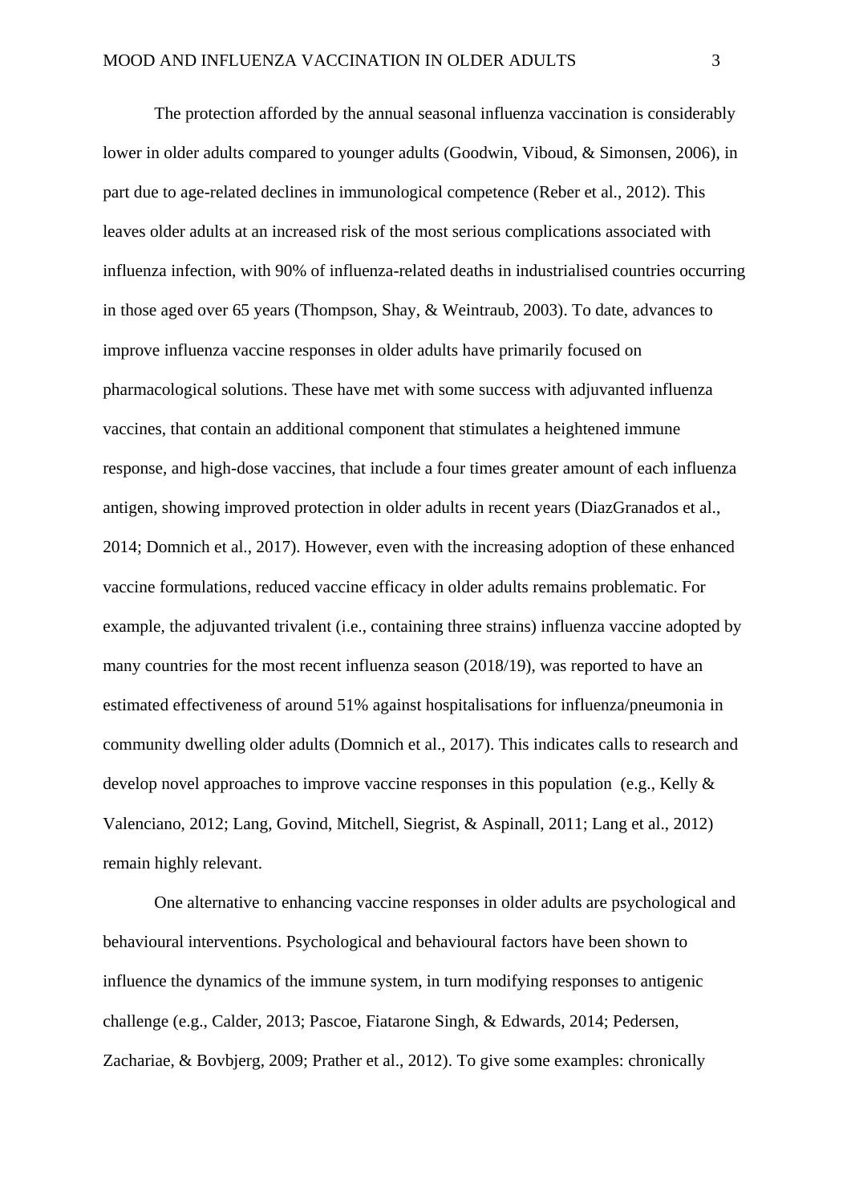The protection afforded by the annual seasonal influenza vaccination is considerably lower in older adults compared to younger adults (Goodwin, Viboud, & Simonsen, 2006), in part due to age-related declines in immunological competence (Reber et al., 2012). This leaves older adults at an increased risk of the most serious complications associated with influenza infection, with 90% of influenza-related deaths in industrialised countries occurring in those aged over 65 years (Thompson, Shay, & Weintraub, 2003). To date, advances to improve influenza vaccine responses in older adults have primarily focused on pharmacological solutions. These have met with some success with adjuvanted influenza vaccines, that contain an additional component that stimulates a heightened immune response, and high-dose vaccines, that include a four times greater amount of each influenza antigen, showing improved protection in older adults in recent years (DiazGranados et al., 2014; Domnich et al., 2017). However, even with the increasing adoption of these enhanced vaccine formulations, reduced vaccine efficacy in older adults remains problematic. For example, the adjuvanted trivalent (i.e., containing three strains) influenza vaccine adopted by many countries for the most recent influenza season (2018/19), was reported to have an estimated effectiveness of around 51% against hospitalisations for influenza/pneumonia in community dwelling older adults (Domnich et al., 2017). This indicates calls to research and develop novel approaches to improve vaccine responses in this population (e.g., Kelly & Valenciano, 2012; Lang, Govind, Mitchell, Siegrist, & Aspinall, 2011; Lang et al., 2012) remain highly relevant.

One alternative to enhancing vaccine responses in older adults are psychological and behavioural interventions. Psychological and behavioural factors have been shown to influence the dynamics of the immune system, in turn modifying responses to antigenic challenge (e.g., Calder, 2013; Pascoe, Fiatarone Singh, & Edwards, 2014; Pedersen, Zachariae, & Bovbjerg, 2009; Prather et al., 2012). To give some examples: chronically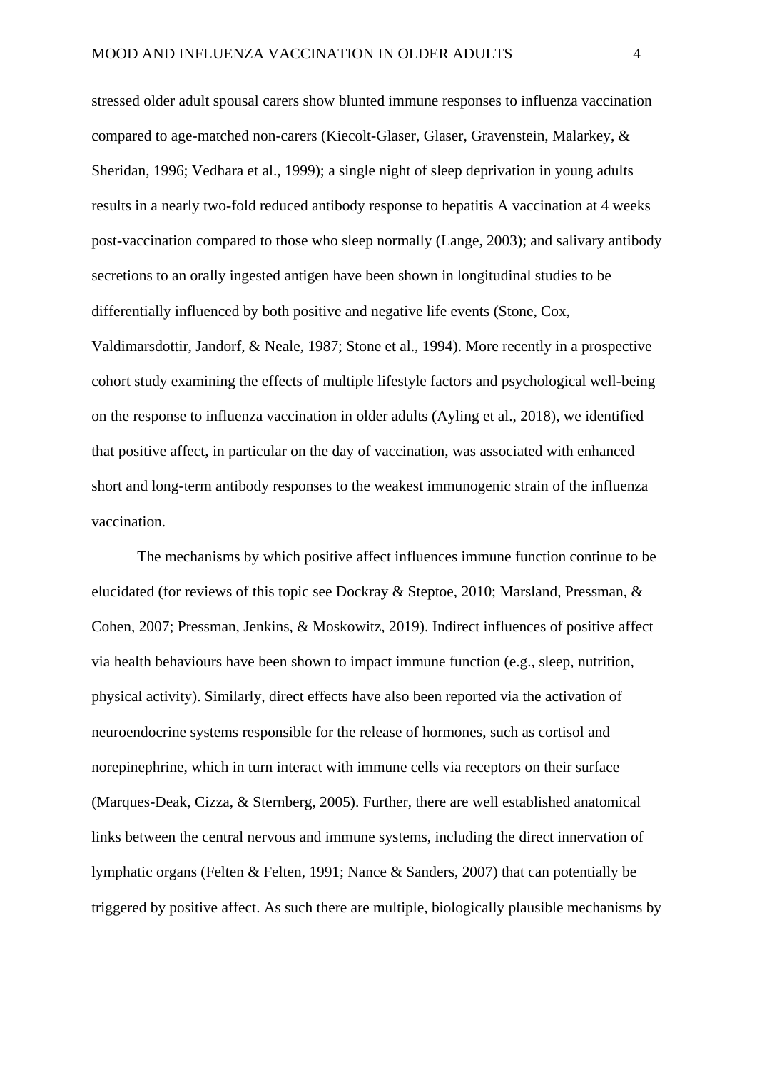stressed older adult spousal carers show blunted immune responses to influenza vaccination compared to age-matched non-carers (Kiecolt-Glaser, Glaser, Gravenstein, Malarkey, & Sheridan, 1996; Vedhara et al., 1999); a single night of sleep deprivation in young adults results in a nearly two-fold reduced antibody response to hepatitis A vaccination at 4 weeks post-vaccination compared to those who sleep normally (Lange, 2003); and salivary antibody secretions to an orally ingested antigen have been shown in longitudinal studies to be differentially influenced by both positive and negative life events (Stone, Cox, Valdimarsdottir, Jandorf, & Neale, 1987; Stone et al., 1994). More recently in a prospective cohort study examining the effects of multiple lifestyle factors and psychological well-being on the response to influenza vaccination in older adults (Ayling et al., 2018), we identified that positive affect, in particular on the day of vaccination, was associated with enhanced short and long-term antibody responses to the weakest immunogenic strain of the influenza vaccination.

The mechanisms by which positive affect influences immune function continue to be elucidated (for reviews of this topic see Dockray & Steptoe, 2010; Marsland, Pressman, & Cohen, 2007; Pressman, Jenkins, & Moskowitz, 2019). Indirect influences of positive affect via health behaviours have been shown to impact immune function (e.g., sleep, nutrition, physical activity). Similarly, direct effects have also been reported via the activation of neuroendocrine systems responsible for the release of hormones, such as cortisol and norepinephrine, which in turn interact with immune cells via receptors on their surface (Marques-Deak, Cizza, & Sternberg, 2005). Further, there are well established anatomical links between the central nervous and immune systems, including the direct innervation of lymphatic organs (Felten & Felten, 1991; Nance & Sanders, 2007) that can potentially be triggered by positive affect. As such there are multiple, biologically plausible mechanisms by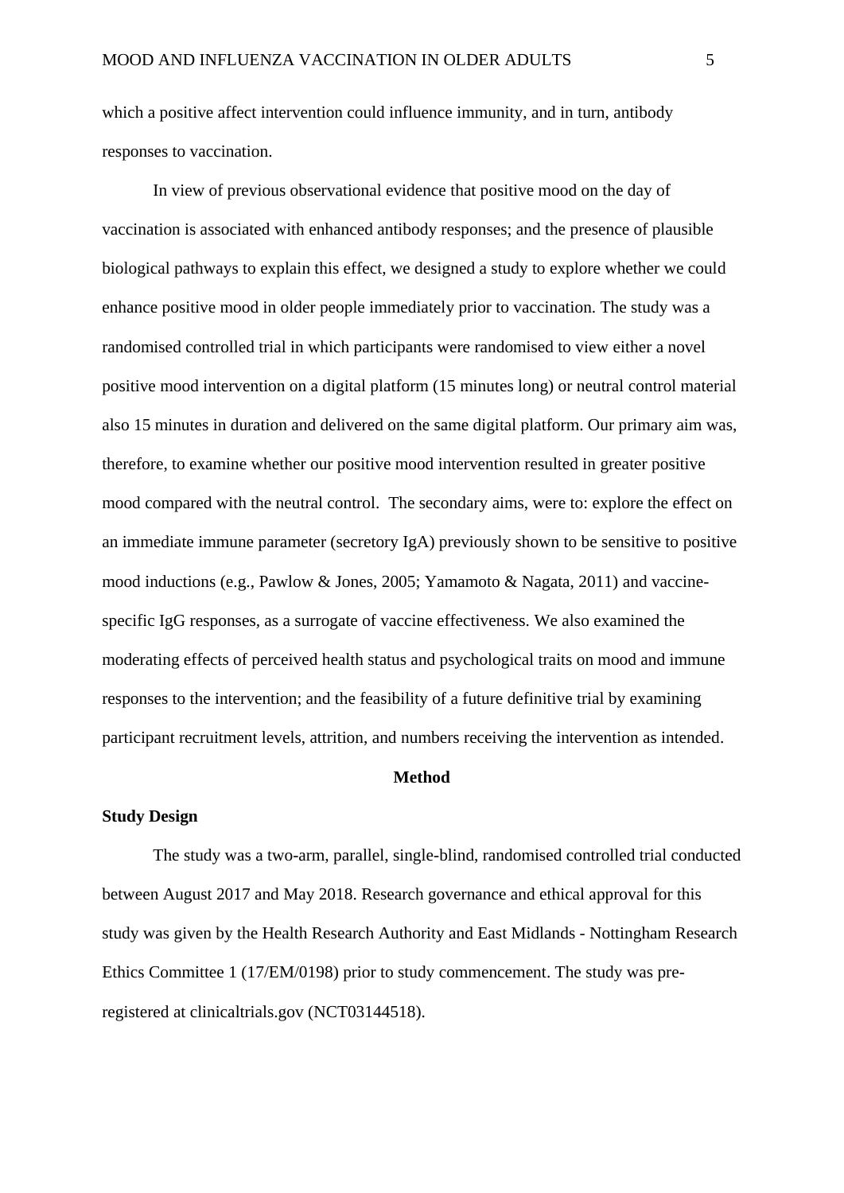which a positive affect intervention could influence immunity, and in turn, antibody responses to vaccination.

In view of previous observational evidence that positive mood on the day of vaccination is associated with enhanced antibody responses; and the presence of plausible biological pathways to explain this effect, we designed a study to explore whether we could enhance positive mood in older people immediately prior to vaccination. The study was a randomised controlled trial in which participants were randomised to view either a novel positive mood intervention on a digital platform (15 minutes long) or neutral control material also 15 minutes in duration and delivered on the same digital platform. Our primary aim was, therefore, to examine whether our positive mood intervention resulted in greater positive mood compared with the neutral control. The secondary aims, were to: explore the effect on an immediate immune parameter (secretory IgA) previously shown to be sensitive to positive mood inductions (e.g., Pawlow & Jones, 2005; Yamamoto & Nagata, 2011) and vaccine-specific IgG responses, as a surrogate of vaccine effectiveness. We also examined the moderating effects of perceived health status and psychological traits on mood and immune responses to the intervention; and the feasibility of a future definitive trial by examining participant recruitment levels, attrition, and numbers receiving the intervention as intended.

## Method

### Study Design

The study was a two-arm, parallel, single-blind, randomised controlled trial conducted between August 2017 and May 2018. Research governance and ethical approval for this study was given by the Health Research Authority and East Midlands - Nottingham Research Ethics Committee 1 (17/EM/0198) prior to study commencement. The study was pre-registered at clinicaltrials.gov (NCT03144518).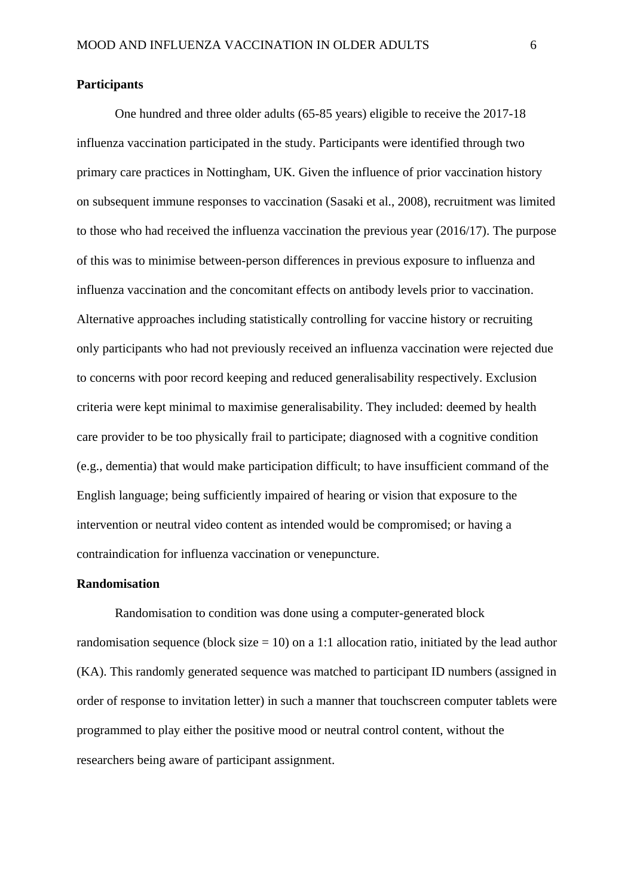**Participants**

One hundred and three older adults (65-85 years) eligible to receive the 2017-18 influenza vaccination participated in the study. Participants were identified through two primary care practices in Nottingham, UK. Given the influence of prior vaccination history on subsequent immune responses to vaccination (Sasaki et al., 2008), recruitment was limited to those who had received the influenza vaccination the previous year (2016/17). The purpose of this was to minimise between-person differences in previous exposure to influenza and influenza vaccination and the concomitant effects on antibody levels prior to vaccination. Alternative approaches including statistically controlling for vaccine history or recruiting only participants who had not previously received an influenza vaccination were rejected due to concerns with poor record keeping and reduced generalisability respectively. Exclusion criteria were kept minimal to maximise generalisability. They included: deemed by health care provider to be too physically frail to participate; diagnosed with a cognitive condition (e.g., dementia) that would make participation difficult; to have insufficient command of the English language; being sufficiently impaired of hearing or vision that exposure to the intervention or neutral video content as intended would be compromised; or having a contraindication for influenza vaccination or venepuncture.

**Randomisation**

Randomisation to condition was done using a computer-generated block randomisation sequence (block size = 10) on a 1:1 allocation ratio, initiated by the lead author (KA). This randomly generated sequence was matched to participant ID numbers (assigned in order of response to invitation letter) in such a manner that touchscreen computer tablets were programmed to play either the positive mood or neutral control content, without the researchers being aware of participant assignment.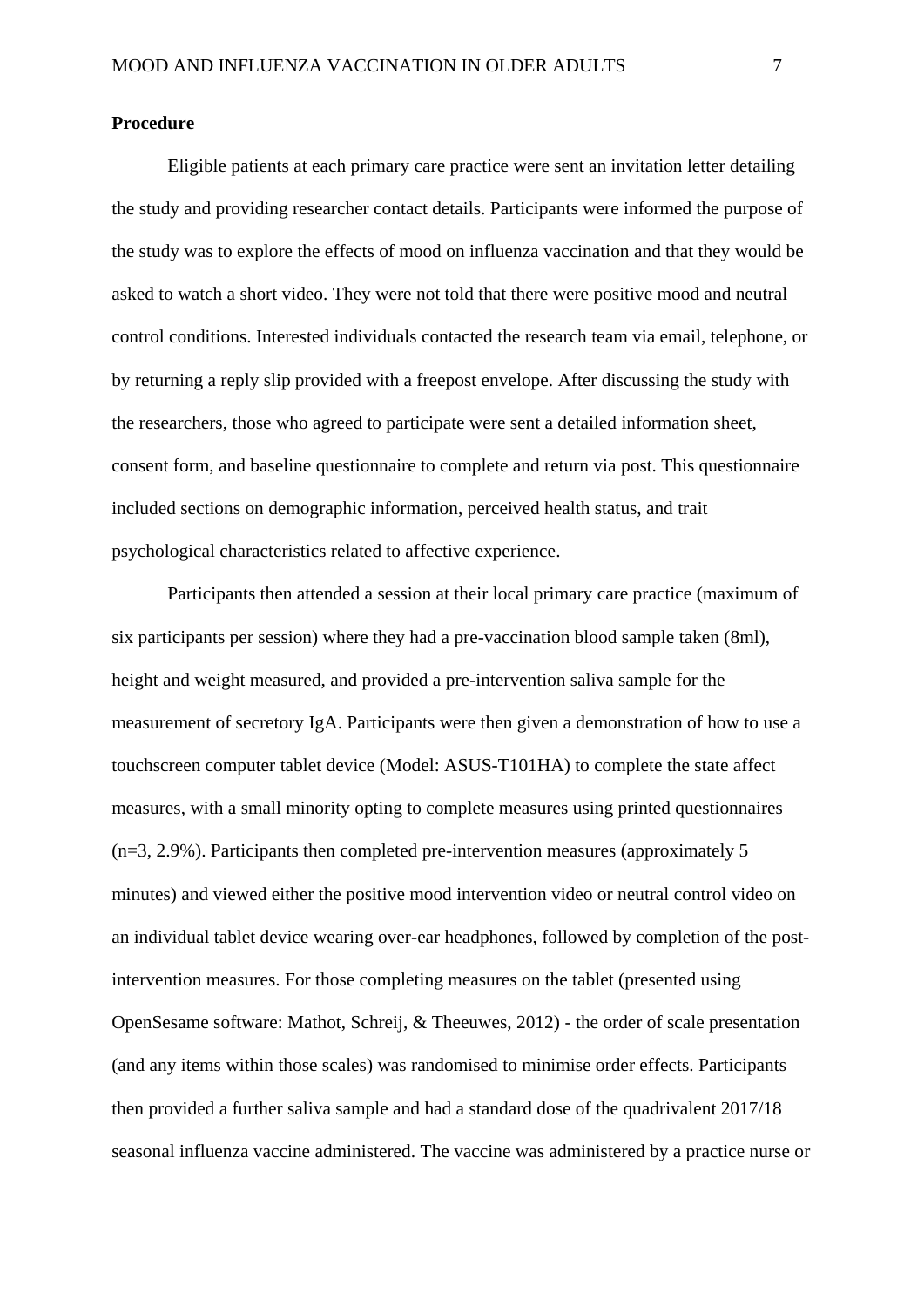**Procedure**

Eligible patients at each primary care practice were sent an invitation letter detailing the study and providing researcher contact details. Participants were informed the purpose of the study was to explore the effects of mood on influenza vaccination and that they would be asked to watch a short video. They were not told that there were positive mood and neutral control conditions. Interested individuals contacted the research team via email, telephone, or by returning a reply slip provided with a freepost envelope. After discussing the study with the researchers, those who agreed to participate were sent a detailed information sheet, consent form, and baseline questionnaire to complete and return via post. This questionnaire included sections on demographic information, perceived health status, and trait psychological characteristics related to affective experience.

Participants then attended a session at their local primary care practice (maximum of six participants per session) where they had a pre-vaccination blood sample taken (8ml), height and weight measured, and provided a pre-intervention saliva sample for the measurement of secretory IgA. Participants were then given a demonstration of how to use a touchscreen computer tablet device (Model: ASUS-T101HA) to complete the state affect measures, with a small minority opting to complete measures using printed questionnaires (n=3, 2.9%). Participants then completed pre-intervention measures (approximately 5 minutes) and viewed either the positive mood intervention video or neutral control video on an individual tablet device wearing over-ear headphones, followed by completion of the post-intervention measures. For those completing measures on the tablet (presented using OpenSesame software: Mathot, Schreij, & Theeuwes, 2012) - the order of scale presentation (and any items within those scales) was randomised to minimise order effects. Participants then provided a further saliva sample and had a standard dose of the quadrivalent 2017/18 seasonal influenza vaccine administered. The vaccine was administered by a practice nurse or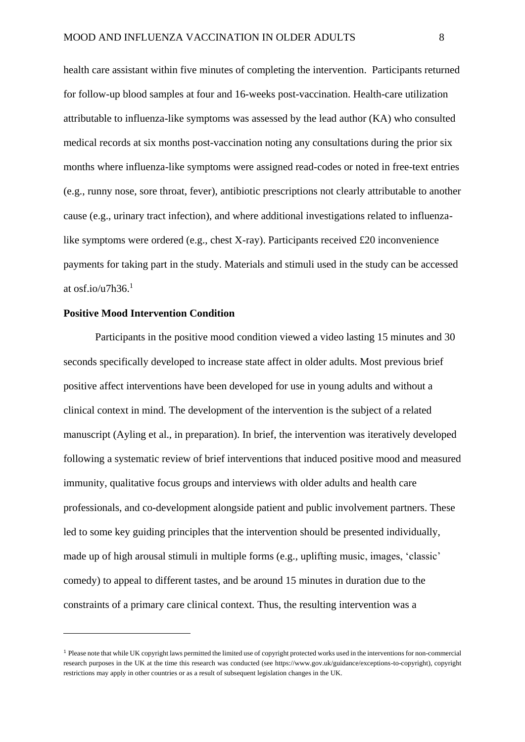health care assistant within five minutes of completing the intervention. Participants returned for follow-up blood samples at four and 16-weeks post-vaccination. Health-care utilization attributable to influenza-like symptoms was assessed by the lead author (KA) who consulted medical records at six months post-vaccination noting any consultations during the prior six months where influenza-like symptoms were assigned read-codes or noted in free-text entries (e.g., runny nose, sore throat, fever), antibiotic prescriptions not clearly attributable to another cause (e.g., urinary tract infection), and where additional investigations related to influenza-like symptoms were ordered (e.g., chest X-ray). Participants received £20 inconvenience payments for taking part in the study. Materials and stimuli used in the study can be accessed at osf.io/u7h36.[1]

**Positive Mood Intervention Condition**

Participants in the positive mood condition viewed a video lasting 15 minutes and 30 seconds specifically developed to increase state affect in older adults. Most previous brief positive affect interventions have been developed for use in young adults and without a clinical context in mind. The development of the intervention is the subject of a related manuscript (Ayling et al., in preparation). In brief, the intervention was iteratively developed following a systematic review of brief interventions that induced positive mood and measured immunity, qualitative focus groups and interviews with older adults and health care professionals, and co-development alongside patient and public involvement partners. These led to some key guiding principles that the intervention should be presented individually, made up of high arousal stimuli in multiple forms (e.g., uplifting music, images, 'classic' comedy) to appeal to different tastes, and be around 15 minutes in duration due to the constraints of a primary care clinical context. Thus, the resulting intervention was a

[1] Please note that while UK copyright laws permitted the limited use of copyright protected works used in the interventions for non-commercial research purposes in the UK at the time this research was conducted (see https://www.gov.uk/guidance/exceptions-to-copyright), copyright restrictions may apply in other countries or as a result of subsequent legislation changes in the UK.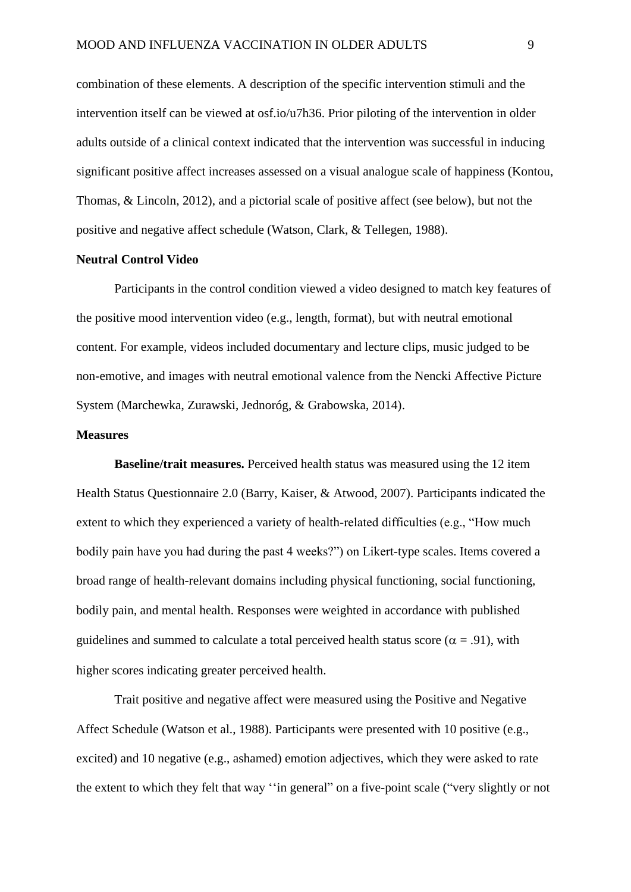combination of these elements. A description of the specific intervention stimuli and the intervention itself can be viewed at osf.io/u7h36. Prior piloting of the intervention in older adults outside of a clinical context indicated that the intervention was successful in inducing significant positive affect increases assessed on a visual analogue scale of happiness (Kontou, Thomas, & Lincoln, 2012), and a pictorial scale of positive affect (see below), but not the positive and negative affect schedule (Watson, Clark, & Tellegen, 1988).

### Neutral Control Video

Participants in the control condition viewed a video designed to match key features of the positive mood intervention video (e.g., length, format), but with neutral emotional content. For example, videos included documentary and lecture clips, music judged to be non-emotive, and images with neutral emotional valence from the Nencki Affective Picture System (Marchewka, Zurawski, Jednoróg, & Grabowska, 2014).

### Measures

**Baseline/trait measures.** Perceived health status was measured using the 12 item Health Status Questionnaire 2.0 (Barry, Kaiser, & Atwood, 2007). Participants indicated the extent to which they experienced a variety of health-related difficulties (e.g., "How much bodily pain have you had during the past 4 weeks?") on Likert-type scales. Items covered a broad range of health-relevant domains including physical functioning, social functioning, bodily pain, and mental health. Responses were weighted in accordance with published guidelines and summed to calculate a total perceived health status score ($\alpha$ = .91), with higher scores indicating greater perceived health.

Trait positive and negative affect were measured using the Positive and Negative Affect Schedule (Watson et al., 1988). Participants were presented with 10 positive (e.g., excited) and 10 negative (e.g., ashamed) emotion adjectives, which they were asked to rate the extent to which they felt that way ''in general" on a five-point scale ("very slightly or not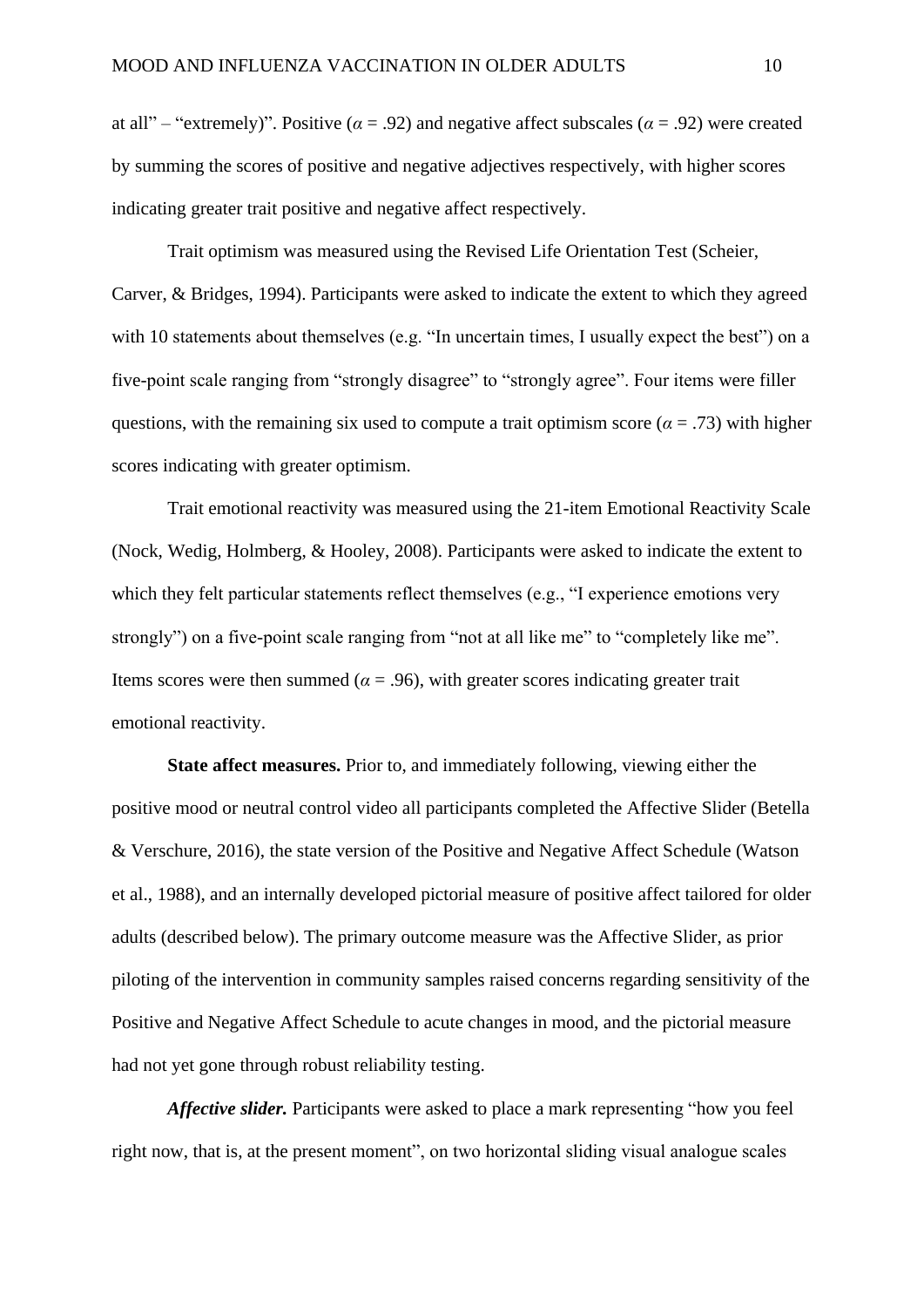at all" – "extremely)". Positive ($\alpha = .92$) and negative affect subscales ($\alpha = .92$) were created by summing the scores of positive and negative adjectives respectively, with higher scores indicating greater trait positive and negative affect respectively.

Trait optimism was measured using the Revised Life Orientation Test (Scheier, Carver, & Bridges, 1994). Participants were asked to indicate the extent to which they agreed with 10 statements about themselves (e.g. "In uncertain times, I usually expect the best") on a five-point scale ranging from "strongly disagree" to "strongly agree". Four items were filler questions, with the remaining six used to compute a trait optimism score ($\alpha = .73$) with higher scores indicating with greater optimism.

Trait emotional reactivity was measured using the 21-item Emotional Reactivity Scale (Nock, Wedig, Holmberg, & Hooley, 2008). Participants were asked to indicate the extent to which they felt particular statements reflect themselves (e.g., "I experience emotions very strongly") on a five-point scale ranging from "not at all like me" to "completely like me". Items scores were then summed ($\alpha = .96$), with greater scores indicating greater trait emotional reactivity.

**State affect measures.** Prior to, and immediately following, viewing either the positive mood or neutral control video all participants completed the Affective Slider (Betella & Verschure, 2016), the state version of the Positive and Negative Affect Schedule (Watson et al., 1988), and an internally developed pictorial measure of positive affect tailored for older adults (described below). The primary outcome measure was the Affective Slider, as prior piloting of the intervention in community samples raised concerns regarding sensitivity of the Positive and Negative Affect Schedule to acute changes in mood, and the pictorial measure had not yet gone through robust reliability testing.

***Affective slider.*** Participants were asked to place a mark representing "how you feel right now, that is, at the present moment", on two horizontal sliding visual analogue scales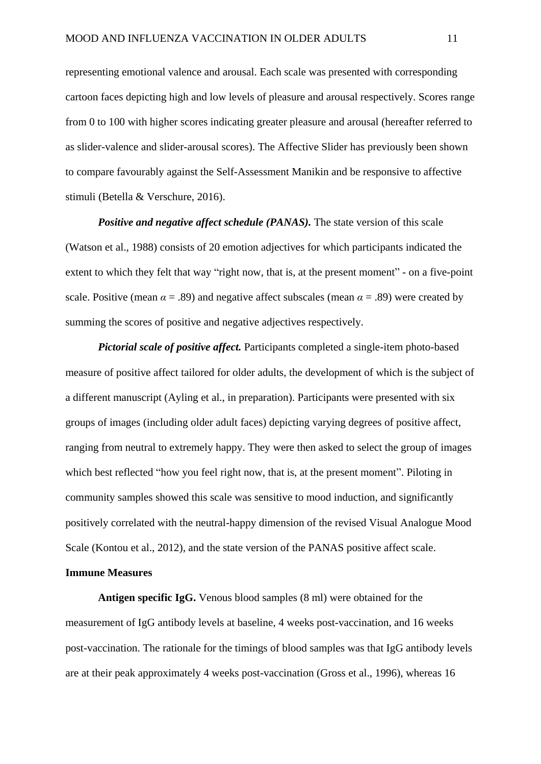representing emotional valence and arousal. Each scale was presented with corresponding cartoon faces depicting high and low levels of pleasure and arousal respectively. Scores range from 0 to 100 with higher scores indicating greater pleasure and arousal (hereafter referred to as slider-valence and slider-arousal scores). The Affective Slider has previously been shown to compare favourably against the Self-Assessment Manikin and be responsive to affective stimuli (Betella & Verschure, 2016).

***Positive and negative affect schedule (PANAS).*** The state version of this scale (Watson et al., 1988) consists of 20 emotion adjectives for which participants indicated the extent to which they felt that way "right now, that is, at the present moment" - on a five-point scale. Positive (mean $\alpha$ = .89) and negative affect subscales (mean $\alpha$ = .89) were created by summing the scores of positive and negative adjectives respectively.

***Pictorial scale of positive affect.*** Participants completed a single-item photo-based measure of positive affect tailored for older adults, the development of which is the subject of a different manuscript (Ayling et al., in preparation). Participants were presented with six groups of images (including older adult faces) depicting varying degrees of positive affect, ranging from neutral to extremely happy. They were then asked to select the group of images which best reflected "how you feel right now, that is, at the present moment". Piloting in community samples showed this scale was sensitive to mood induction, and significantly positively correlated with the neutral-happy dimension of the revised Visual Analogue Mood Scale (Kontou et al., 2012), and the state version of the PANAS positive affect scale.

**Immune Measures**

**Antigen specific IgG.** Venous blood samples (8 ml) were obtained for the measurement of IgG antibody levels at baseline, 4 weeks post-vaccination, and 16 weeks post-vaccination. The rationale for the timings of blood samples was that IgG antibody levels are at their peak approximately 4 weeks post-vaccination (Gross et al., 1996), whereas 16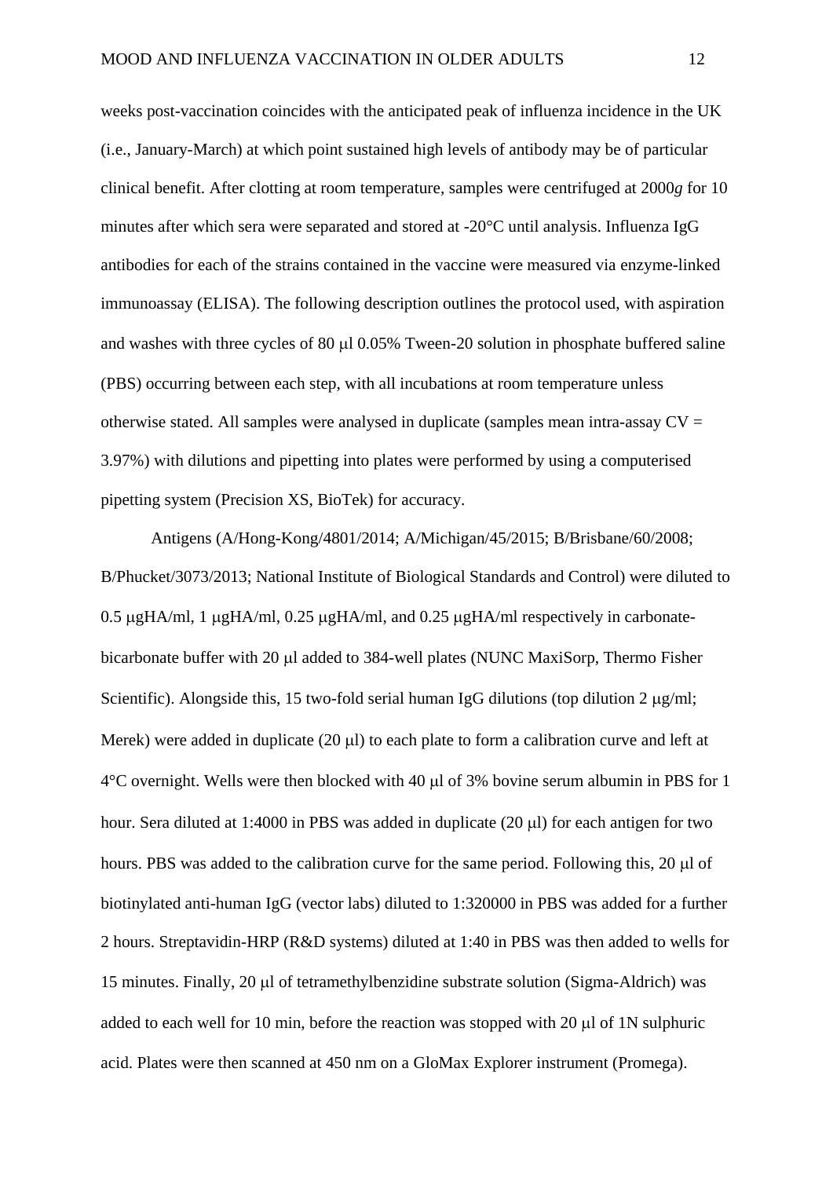weeks post-vaccination coincides with the anticipated peak of influenza incidence in the UK (i.e., January-March) at which point sustained high levels of antibody may be of particular clinical benefit. After clotting at room temperature, samples were centrifuged at 2000*g* for 10 minutes after which sera were separated and stored at -20°C until analysis. Influenza IgG antibodies for each of the strains contained in the vaccine were measured via enzyme-linked immunoassay (ELISA). The following description outlines the protocol used, with aspiration and washes with three cycles of 80 μl 0.05% Tween-20 solution in phosphate buffered saline (PBS) occurring between each step, with all incubations at room temperature unless otherwise stated. All samples were analysed in duplicate (samples mean intra-assay CV = 3.97%) with dilutions and pipetting into plates were performed by using a computerised pipetting system (Precision XS, BioTek) for accuracy.

Antigens (A/Hong-Kong/4801/2014; A/Michigan/45/2015; B/Brisbane/60/2008; B/Phucket/3073/2013; National Institute of Biological Standards and Control) were diluted to 0.5 μgHA/ml, 1 μgHA/ml, 0.25 μgHA/ml, and 0.25 μgHA/ml respectively in carbonate-bicarbonate buffer with 20 μl added to 384-well plates (NUNC MaxiSorp, Thermo Fisher Scientific). Alongside this, 15 two-fold serial human IgG dilutions (top dilution 2 μg/ml; Merek) were added in duplicate (20 μl) to each plate to form a calibration curve and left at 4°C overnight. Wells were then blocked with 40 μl of 3% bovine serum albumin in PBS for 1 hour. Sera diluted at 1:4000 in PBS was added in duplicate (20 μl) for each antigen for two hours. PBS was added to the calibration curve for the same period. Following this, 20 μl of biotinylated anti-human IgG (vector labs) diluted to 1:320000 in PBS was added for a further 2 hours. Streptavidin-HRP (R&D systems) diluted at 1:40 in PBS was then added to wells for 15 minutes. Finally, 20 μl of tetramethylbenzidine substrate solution (Sigma-Aldrich) was added to each well for 10 min, before the reaction was stopped with 20 μl of 1N sulphuric acid. Plates were then scanned at 450 nm on a GloMax Explorer instrument (Promega).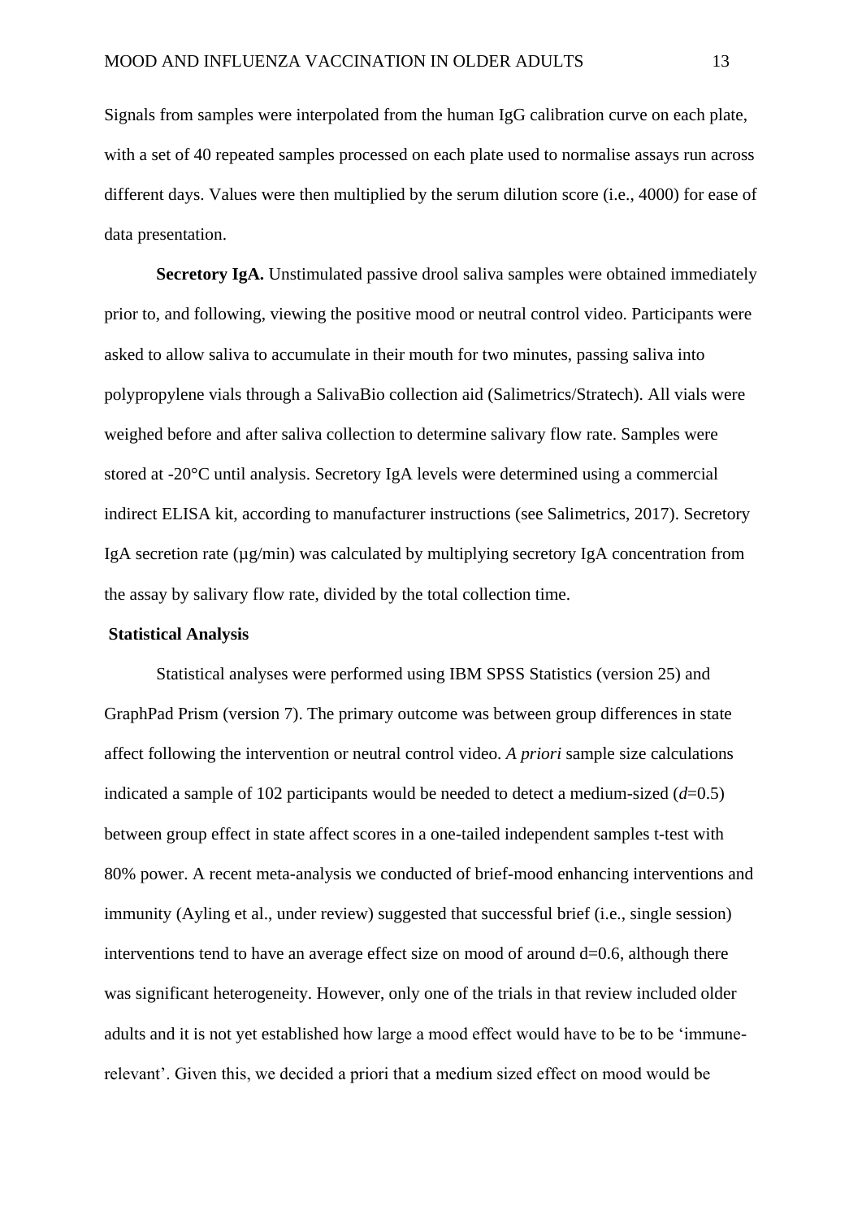Signals from samples were interpolated from the human IgG calibration curve on each plate, with a set of 40 repeated samples processed on each plate used to normalise assays run across different days. Values were then multiplied by the serum dilution score (i.e., 4000) for ease of data presentation.

**Secretory IgA.** Unstimulated passive drool saliva samples were obtained immediately prior to, and following, viewing the positive mood or neutral control video. Participants were asked to allow saliva to accumulate in their mouth for two minutes, passing saliva into polypropylene vials through a SalivaBio collection aid (Salimetrics/Stratech). All vials were weighed before and after saliva collection to determine salivary flow rate. Samples were stored at -20°C until analysis. Secretory IgA levels were determined using a commercial indirect ELISA kit, according to manufacturer instructions (see Salimetrics, 2017). Secretory IgA secretion rate (µg/min) was calculated by multiplying secretory IgA concentration from the assay by salivary flow rate, divided by the total collection time.

## Statistical Analysis

Statistical analyses were performed using IBM SPSS Statistics (version 25) and GraphPad Prism (version 7). The primary outcome was between group differences in state affect following the intervention or neutral control video. *A priori* sample size calculations indicated a sample of 102 participants would be needed to detect a medium-sized ($d$=0.5) between group effect in state affect scores in a one-tailed independent samples t-test with 80% power. A recent meta-analysis we conducted of brief-mood enhancing interventions and immunity (Ayling et al., under review) suggested that successful brief (i.e., single session) interventions tend to have an average effect size on mood of around d=0.6, although there was significant heterogeneity. However, only one of the trials in that review included older adults and it is not yet established how large a mood effect would have to be to be 'immune-relevant'. Given this, we decided a priori that a medium sized effect on mood would be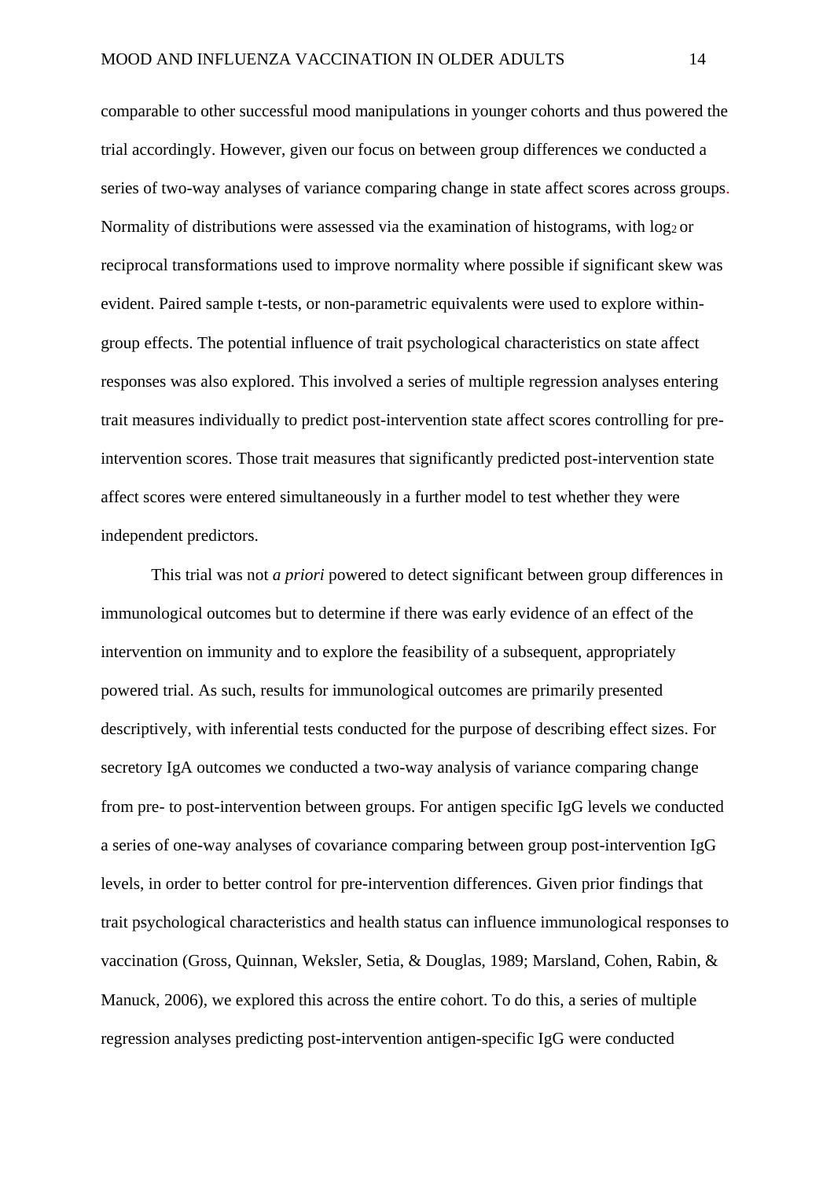comparable to other successful mood manipulations in younger cohorts and thus powered the trial accordingly. However, given our focus on between group differences we conducted a series of two-way analyses of variance comparing change in state affect scores across groups. Normality of distributions were assessed via the examination of histograms, with $\log_2$ or reciprocal transformations used to improve normality where possible if significant skew was evident. Paired sample t-tests, or non-parametric equivalents were used to explore within-group effects. The potential influence of trait psychological characteristics on state affect responses was also explored. This involved a series of multiple regression analyses entering trait measures individually to predict post-intervention state affect scores controlling for pre-intervention scores. Those trait measures that significantly predicted post-intervention state affect scores were entered simultaneously in a further model to test whether they were independent predictors.

This trial was not *a priori* powered to detect significant between group differences in immunological outcomes but to determine if there was early evidence of an effect of the intervention on immunity and to explore the feasibility of a subsequent, appropriately powered trial. As such, results for immunological outcomes are primarily presented descriptively, with inferential tests conducted for the purpose of describing effect sizes. For secretory IgA outcomes we conducted a two-way analysis of variance comparing change from pre- to post-intervention between groups. For antigen specific IgG levels we conducted a series of one-way analyses of covariance comparing between group post-intervention IgG levels, in order to better control for pre-intervention differences. Given prior findings that trait psychological characteristics and health status can influence immunological responses to vaccination (Gross, Quinnan, Weksler, Setia, & Douglas, 1989; Marsland, Cohen, Rabin, & Manuck, 2006), we explored this across the entire cohort. To do this, a series of multiple regression analyses predicting post-intervention antigen-specific IgG were conducted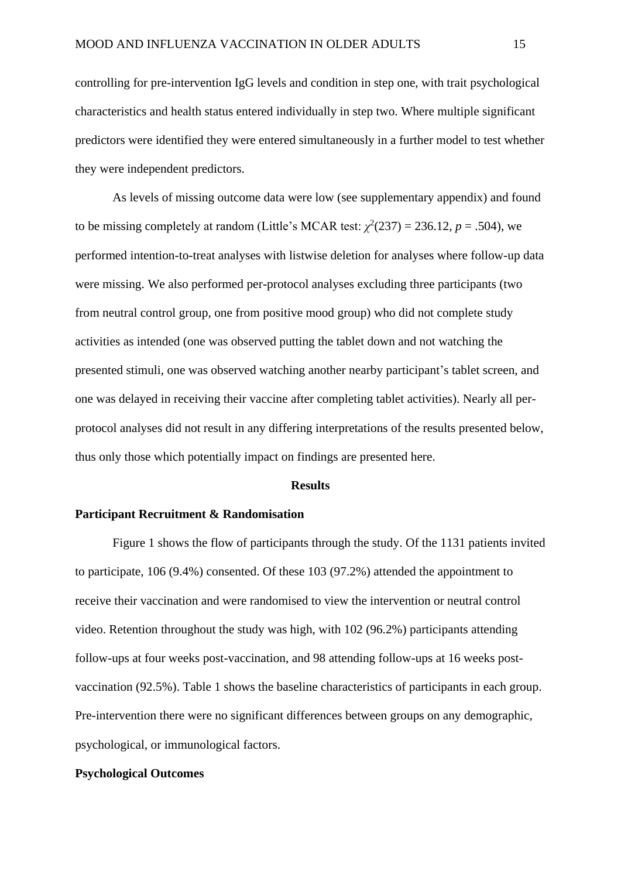controlling for pre-intervention IgG levels and condition in step one, with trait psychological characteristics and health status entered individually in step two. Where multiple significant predictors were identified they were entered simultaneously in a further model to test whether they were independent predictors.

As levels of missing outcome data were low (see supplementary appendix) and found to be missing completely at random (Little's MCAR test: $\chi^2(237) = 236.12$, $p = .504$), we performed intention-to-treat analyses with listwise deletion for analyses where follow-up data were missing. We also performed per-protocol analyses excluding three participants (two from neutral control group, one from positive mood group) who did not complete study activities as intended (one was observed putting the tablet down and not watching the presented stimuli, one was observed watching another nearby participant's tablet screen, and one was delayed in receiving their vaccine after completing tablet activities). Nearly all per-protocol analyses did not result in any differing interpretations of the results presented below, thus only those which potentially impact on findings are presented here.

## Results

### Participant Recruitment & Randomisation

Figure 1 shows the flow of participants through the study. Of the 1131 patients invited to participate, 106 (9.4%) consented. Of these 103 (97.2%) attended the appointment to receive their vaccination and were randomised to view the intervention or neutral control video. Retention throughout the study was high, with 102 (96.2%) participants attending follow-ups at four weeks post-vaccination, and 98 attending follow-ups at 16 weeks post-vaccination (92.5%). Table 1 shows the baseline characteristics of participants in each group. Pre-intervention there were no significant differences between groups on any demographic, psychological, or immunological factors.

### Psychological Outcomes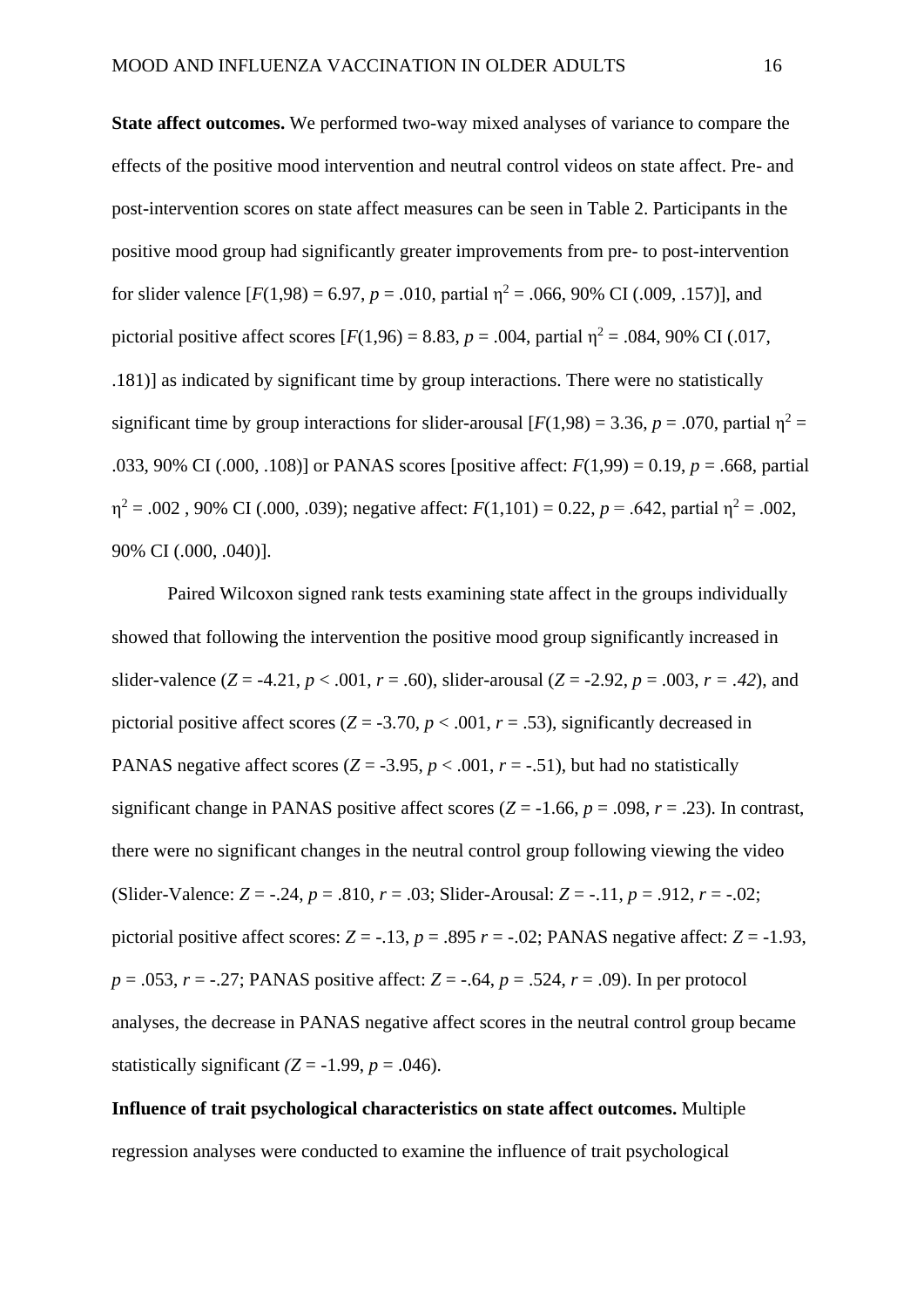**State affect outcomes.** We performed two-way mixed analyses of variance to compare the effects of the positive mood intervention and neutral control videos on state affect. Pre- and post-intervention scores on state affect measures can be seen in Table 2. Participants in the positive mood group had significantly greater improvements from pre- to post-intervention for slider valence [$F(1,98) = 6.97$, $p = .010$, partial $\eta^2 = .066$, 90% CI (.009, .157)], and pictorial positive affect scores [$F(1,96) = 8.83$, $p = .004$, partial $\eta^2 = .084$, 90% CI (.017, .181)] as indicated by significant time by group interactions. There were no statistically significant time by group interactions for slider-arousal [$F(1,98) = 3.36$, $p = .070$, partial $\eta^2 = .033$, 90% CI (.000, .108)] or PANAS scores [positive affect: $F(1,99) = 0.19$, $p = .668$, partial $\eta^2 = .002$ , 90% CI (.000, .039); negative affect: $F(1,101) = 0.22$, $p = .642$, partial $\eta^2 = .002$, 90% CI (.000, .040)].

Paired Wilcoxon signed rank tests examining state affect in the groups individually showed that following the intervention the positive mood group significantly increased in slider-valence ($Z = -4.21$, $p < .001$, $r = .60$), slider-arousal ($Z = -2.92$, $p = .003$, $r = .42$), and pictorial positive affect scores ($Z = -3.70$, $p < .001$, $r = .53$), significantly decreased in PANAS negative affect scores ($Z = -3.95$, $p < .001$, $r = -.51$), but had no statistically significant change in PANAS positive affect scores ($Z = -1.66$, $p = .098$, $r = .23$). In contrast, there were no significant changes in the neutral control group following viewing the video (Slider-Valence: $Z = -.24$, $p = .810$, $r = .03$; Slider-Arousal: $Z = -.11$, $p = .912$, $r = -.02$; pictorial positive affect scores: $Z = -.13$, $p = .895$ $r = -.02$; PANAS negative affect: $Z = -1.93$, $p = .053$, $r = -.27$; PANAS positive affect: $Z = -.64$, $p = .524$, $r = .09$). In per protocol analyses, the decrease in PANAS negative affect scores in the neutral control group became statistically significant ($Z = -1.99$, $p = .046$).

**Influence of trait psychological characteristics on state affect outcomes.** Multiple regression analyses were conducted to examine the influence of trait psychological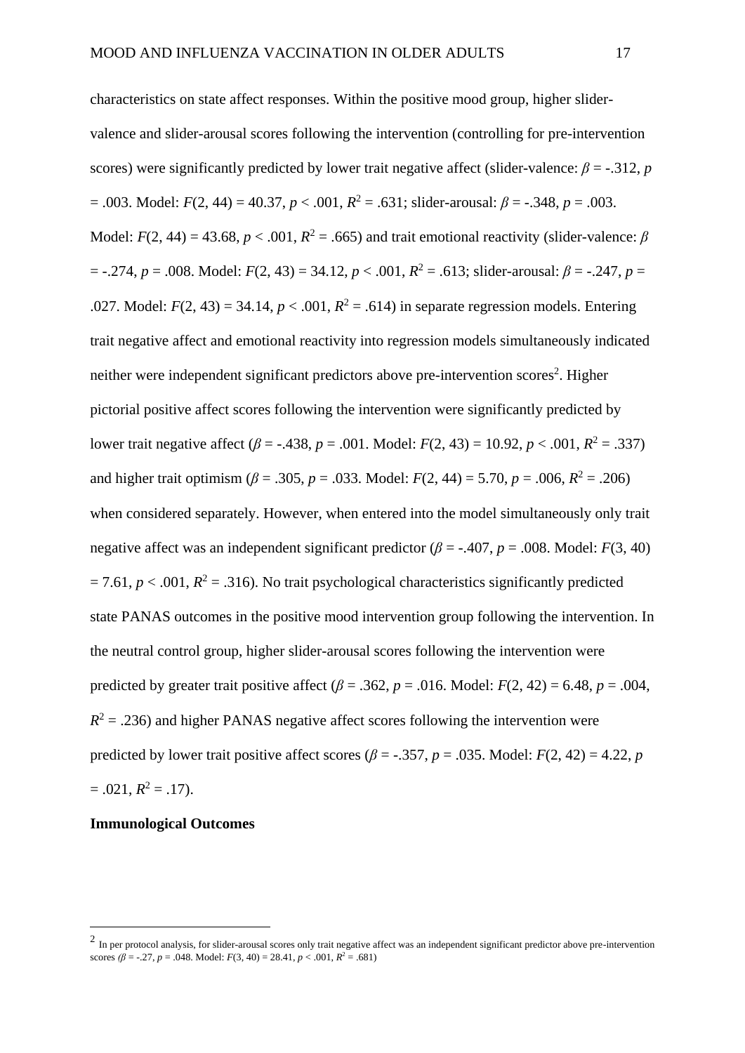characteristics on state affect responses. Within the positive mood group, higher slider-valence and slider-arousal scores following the intervention (controlling for pre-intervention scores) were significantly predicted by lower trait negative affect (slider-valence: $\beta = -.312$, $p = .003$. Model: $F(2, 44) = 40.37$, $p < .001$, $R^2 = .631$; slider-arousal: $\beta = -.348$, $p = .003$. Model: $F(2, 44) = 43.68$, $p < .001$, $R^2 = .665$) and trait emotional reactivity (slider-valence: $\beta = -.274$, $p = .008$. Model: $F(2, 43) = 34.12$, $p < .001$, $R^2 = .613$; slider-arousal: $\beta = -.247$, $p = .027$. Model: $F(2, 43) = 34.14$, $p < .001$, $R^2 = .614$) in separate regression models. Entering trait negative affect and emotional reactivity into regression models simultaneously indicated neither were independent significant predictors above pre-intervention scores[2]. Higher pictorial positive affect scores following the intervention were significantly predicted by lower trait negative affect ($\beta = -.438$, $p = .001$. Model: $F(2, 43) = 10.92$, $p < .001$, $R^2 = .337$) and higher trait optimism ($\beta = .305$, $p = .033$. Model: $F(2, 44) = 5.70$, $p = .006$, $R^2 = .206$) when considered separately. However, when entered into the model simultaneously only trait negative affect was an independent significant predictor ($\beta = -.407$, $p = .008$. Model: $F(3, 40) = 7.61$, $p < .001$, $R^2 = .316$). No trait psychological characteristics significantly predicted state PANAS outcomes in the positive mood intervention group following the intervention. In the neutral control group, higher slider-arousal scores following the intervention were predicted by greater trait positive affect ($\beta = .362$, $p = .016$. Model: $F(2, 42) = 6.48$, $p = .004$, $R^2 = .236$) and higher PANAS negative affect scores following the intervention were predicted by lower trait positive affect scores ($\beta = -.357$, $p = .035$. Model: $F(2, 42) = 4.22$, $p = .021$, $R^2 = .17$).

**Immunological Outcomes**

[2] In per protocol analysis, for slider-arousal scores only trait negative affect was an independent significant predictor above pre-intervention scores ($\beta = -.27$, $p = .048$. Model: $F(3, 40) = 28.41$, $p < .001$, $R^2 = .681$)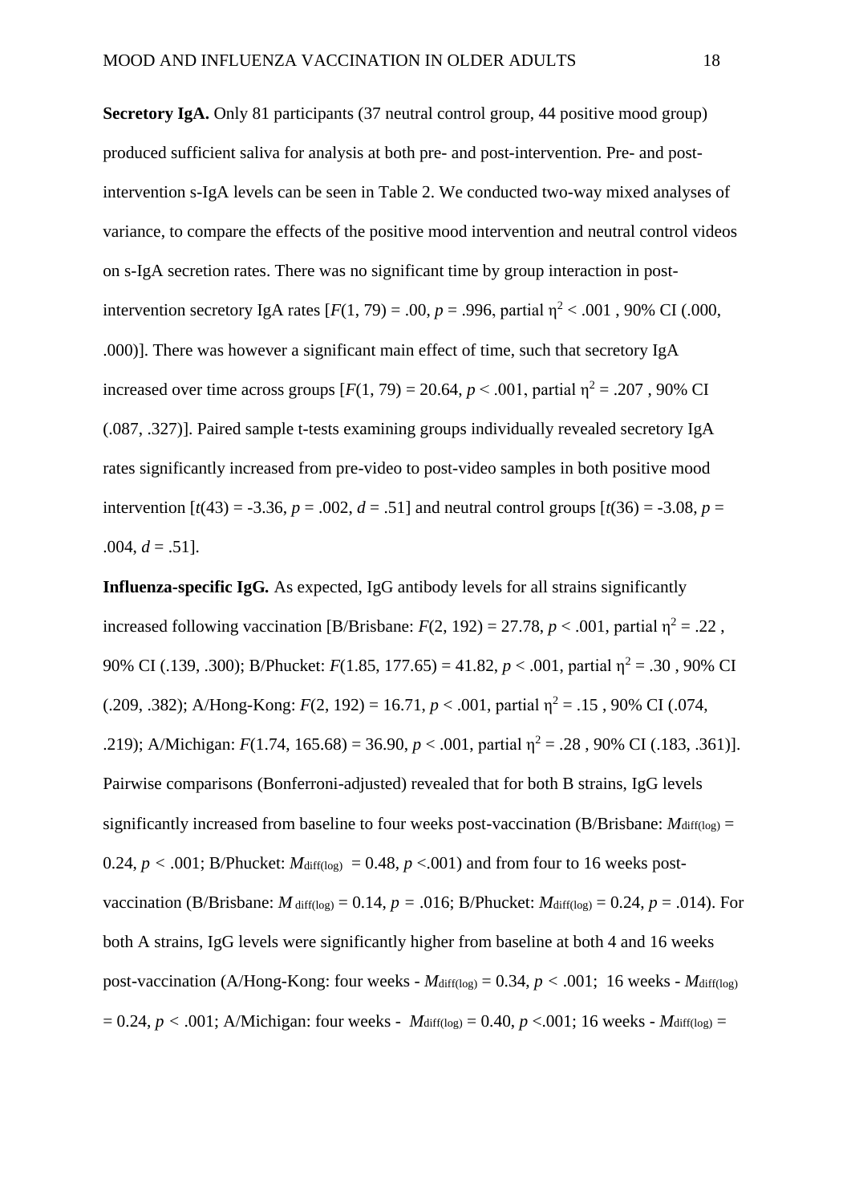**Secretory IgA.** Only 81 participants (37 neutral control group, 44 positive mood group) produced sufficient saliva for analysis at both pre- and post-intervention. Pre- and post-intervention s-IgA levels can be seen in Table 2. We conducted two-way mixed analyses of variance, to compare the effects of the positive mood intervention and neutral control videos on s-IgA secretion rates. There was no significant time by group interaction in post-intervention secretory IgA rates [$F(1, 79) = .00$, $p = .996$, partial $\eta^2 < .001$ , 90% CI (.000, .000)]. There was however a significant main effect of time, such that secretory IgA increased over time across groups [$F(1, 79) = 20.64$, $p < .001$, partial $\eta^2 = .207$ , 90% CI (.087, .327)]. Paired sample t-tests examining groups individually revealed secretory IgA rates significantly increased from pre-video to post-video samples in both positive mood intervention [$t(43) = -3.36$, $p = .002$, $d = .51$] and neutral control groups [$t(36) = -3.08$, $p = .004$, $d = .51$].

**Influenza-specific IgG.** As expected, IgG antibody levels for all strains significantly increased following vaccination [B/Brisbane: $F(2, 192) = 27.78$, $p < .001$, partial $\eta^2 = .22$ , 90% CI (.139, .300); B/Phucket: $F(1.85, 177.65) = 41.82$, $p < .001$, partial $\eta^2 = .30$ , 90% CI (.209, .382); A/Hong-Kong: $F(2, 192) = 16.71$, $p < .001$, partial $\eta^2 = .15$ , 90% CI (.074, .219); A/Michigan: $F(1.74, 165.68) = 36.90$, $p < .001$, partial $\eta^2 = .28$ , 90% CI (.183, .361)]. Pairwise comparisons (Bonferroni-adjusted) revealed that for both B strains, IgG levels significantly increased from baseline to four weeks post-vaccination (B/Brisbane: $M_{\text{diff(log)}} = 0.24$, $p < .001$; B/Phucket: $M_{\text{diff(log)}} = 0.48$, $p < .001$) and from four to 16 weeks post-vaccination (B/Brisbane: $M_{\text{diff(log)}} = 0.14$, $p = .016$; B/Phucket: $M_{\text{diff(log)}} = 0.24$, $p = .014$). For both A strains, IgG levels were significantly higher from baseline at both 4 and 16 weeks post-vaccination (A/Hong-Kong: four weeks - $M_{\text{diff(log)}} = 0.34$, $p < .001$; 16 weeks - $M_{\text{diff(log)}} = 0.24$, $p < .001$; A/Michigan: four weeks - $M_{\text{diff(log)}} = 0.40$, $p < .001$; 16 weeks - $M_{\text{diff(log)}} =$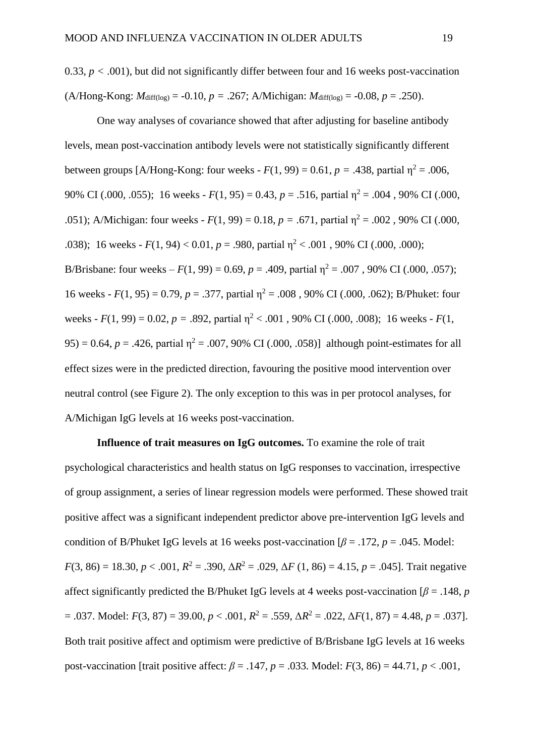0.33, $p < .001$), but did not significantly differ between four and 16 weeks post-vaccination (A/Hong-Kong: $M_{diff(log)} = -0.10$, $p = .267$; A/Michigan: $M_{diff(log)} = -0.08$, $p = .250$).

One way analyses of covariance showed that after adjusting for baseline antibody levels, mean post-vaccination antibody levels were not statistically significantly different between groups [A/Hong-Kong: four weeks - $F(1, 99) = 0.61$, $p = .438$, partial $\eta^2 = .006$, 90% CI (.000, .055); 16 weeks - $F(1, 95) = 0.43$, $p = .516$, partial $\eta^2 = .004$ , 90% CI (.000, .051); A/Michigan: four weeks - $F(1, 99) = 0.18$, $p = .671$, partial $\eta^2 = .002$ , 90% CI (.000, .038); 16 weeks - $F(1, 94) < 0.01$, $p = .980$, partial $\eta^2 < .001$ , 90% CI (.000, .000); B/Brisbane: four weeks – $F(1, 99) = 0.69$, $p = .409$, partial $\eta^2 = .007$ , 90% CI (.000, .057); 16 weeks - $F(1, 95) = 0.79$, $p = .377$, partial $\eta^2 = .008$ , 90% CI (.000, .062); B/Phuket: four weeks - $F(1, 99) = 0.02$, $p = .892$, partial $\eta^2 < .001$ , 90% CI (.000, .008); 16 weeks - $F(1, 95) = 0.64$, $p = .426$, partial $\eta^2 = .007$, 90% CI (.000, .058)] although point-estimates for all effect sizes were in the predicted direction, favouring the positive mood intervention over neutral control (see Figure 2). The only exception to this was in per protocol analyses, for A/Michigan IgG levels at 16 weeks post-vaccination.

**Influence of trait measures on IgG outcomes.** To examine the role of trait psychological characteristics and health status on IgG responses to vaccination, irrespective of group assignment, a series of linear regression models were performed. These showed trait positive affect was a significant independent predictor above pre-intervention IgG levels and condition of B/Phuket IgG levels at 16 weeks post-vaccination [$\beta = .172$, $p = .045$. Model: $F(3, 86) = 18.30$, $p < .001$, $R^2 = .390$, $\Delta R^2 = .029$, $\Delta F\ (1, 86) = 4.15$, $p = .045$]. Trait negative affect significantly predicted the B/Phuket IgG levels at 4 weeks post-vaccination [$\beta = .148$, $p = .037$. Model: $F(3, 87) = 39.00$, $p < .001$, $R^2 = .559$, $\Delta R^2 = .022$, $\Delta F(1, 87) = 4.48$, $p = .037$]. Both trait positive affect and optimism were predictive of B/Brisbane IgG levels at 16 weeks post-vaccination [trait positive affect: $\beta = .147$, $p = .033$. Model: $F(3, 86) = 44.71$, $p < .001$,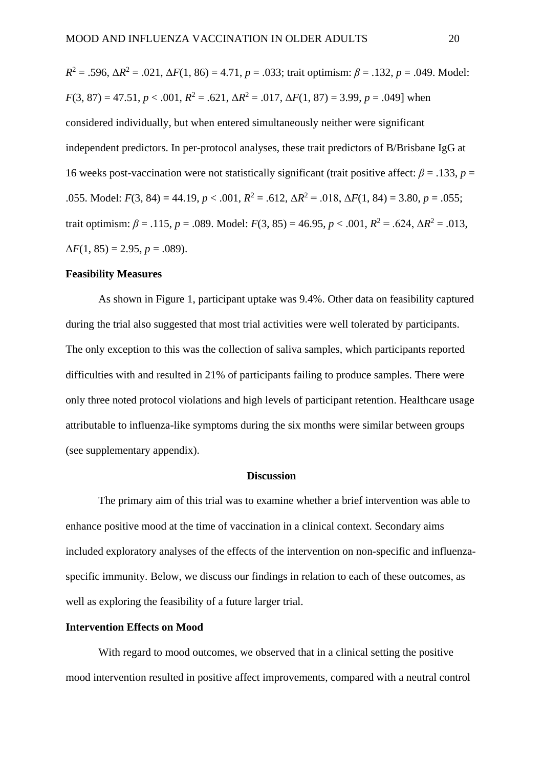$R^2$ = .596, $\Delta R^2$ = .021, $\Delta F(1, 86)$ = 4.71, $p$ = .033; trait optimism: $\beta$ = .132, $p$ = .049. Model: $F(3, 87)$ = 47.51, $p$ < .001, $R^2$ = .621, $\Delta R^2$ = .017, $\Delta F(1, 87)$ = 3.99, $p$ = .049] when considered individually, but when entered simultaneously neither were significant independent predictors. In per-protocol analyses, these trait predictors of B/Brisbane IgG at 16 weeks post-vaccination were not statistically significant (trait positive affect: $\beta$ = .133, $p$ = .055. Model: $F(3, 84)$ = 44.19, $p$ < .001, $R^2$ = .612, $\Delta R^2$ = .018, $\Delta F(1, 84)$ = 3.80, $p$ = .055; trait optimism: $\beta$ = .115, $p$ = .089. Model: $F(3, 85)$ = 46.95, $p$ < .001, $R^2$ = .624, $\Delta R^2$ = .013, $\Delta F(1, 85)$ = 2.95, $p$ = .089).

**Feasibility Measures**

As shown in Figure 1, participant uptake was 9.4%. Other data on feasibility captured during the trial also suggested that most trial activities were well tolerated by participants. The only exception to this was the collection of saliva samples, which participants reported difficulties with and resulted in 21% of participants failing to produce samples. There were only three noted protocol violations and high levels of participant retention. Healthcare usage attributable to influenza-like symptoms during the six months were similar between groups (see supplementary appendix).

## Discussion

The primary aim of this trial was to examine whether a brief intervention was able to enhance positive mood at the time of vaccination in a clinical context. Secondary aims included exploratory analyses of the effects of the intervention on non-specific and influenza-specific immunity. Below, we discuss our findings in relation to each of these outcomes, as well as exploring the feasibility of a future larger trial.

**Intervention Effects on Mood**

With regard to mood outcomes, we observed that in a clinical setting the positive mood intervention resulted in positive affect improvements, compared with a neutral control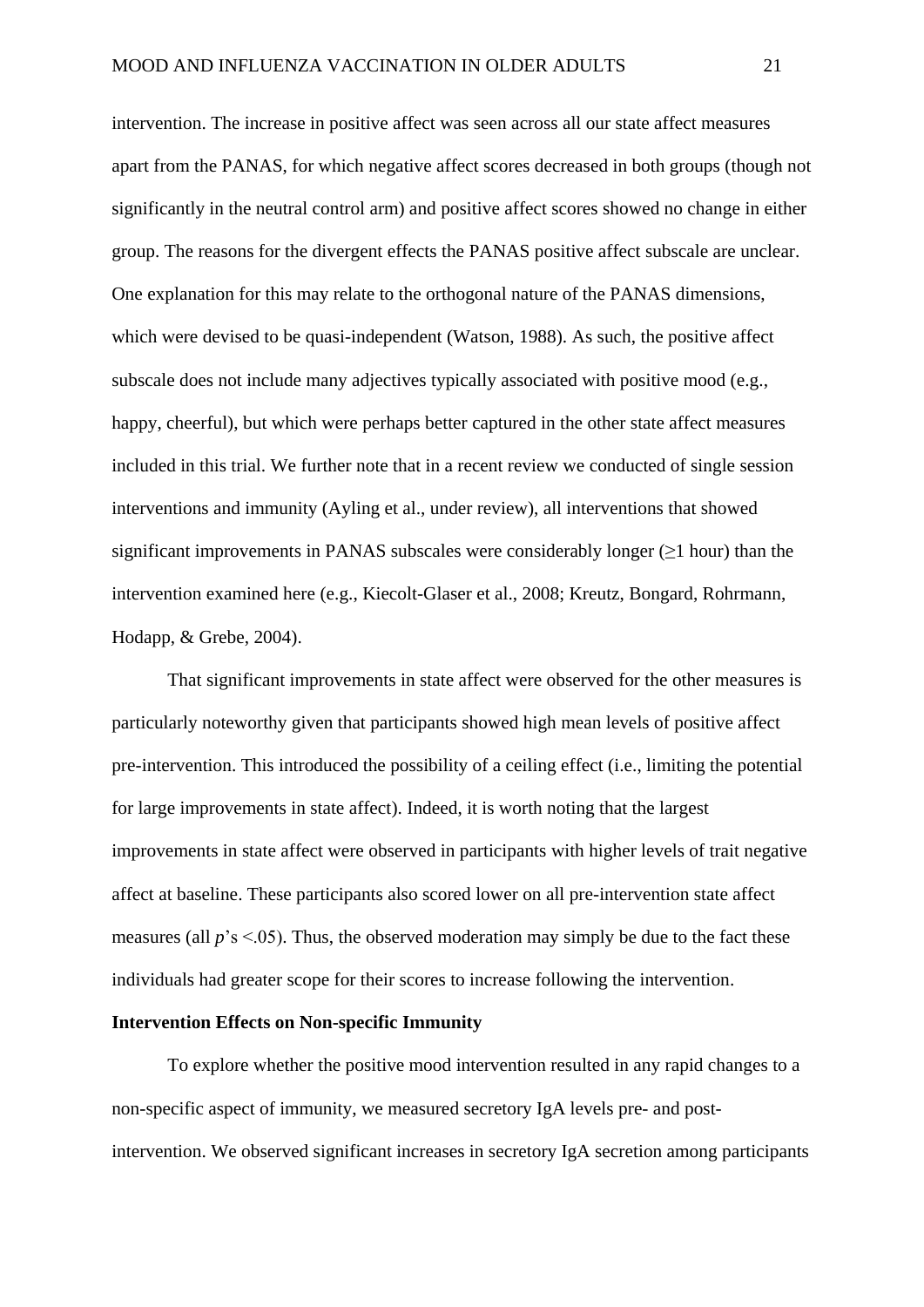intervention. The increase in positive affect was seen across all our state affect measures apart from the PANAS, for which negative affect scores decreased in both groups (though not significantly in the neutral control arm) and positive affect scores showed no change in either group. The reasons for the divergent effects the PANAS positive affect subscale are unclear. One explanation for this may relate to the orthogonal nature of the PANAS dimensions, which were devised to be quasi-independent (Watson, 1988). As such, the positive affect subscale does not include many adjectives typically associated with positive mood (e.g., happy, cheerful), but which were perhaps better captured in the other state affect measures included in this trial. We further note that in a recent review we conducted of single session interventions and immunity (Ayling et al., under review), all interventions that showed significant improvements in PANAS subscales were considerably longer (≥1 hour) than the intervention examined here (e.g., Kiecolt-Glaser et al., 2008; Kreutz, Bongard, Rohrmann, Hodapp, & Grebe, 2004).

That significant improvements in state affect were observed for the other measures is particularly noteworthy given that participants showed high mean levels of positive affect pre-intervention. This introduced the possibility of a ceiling effect (i.e., limiting the potential for large improvements in state affect). Indeed, it is worth noting that the largest improvements in state affect were observed in participants with higher levels of trait negative affect at baseline. These participants also scored lower on all pre-intervention state affect measures (all $p$'s $<.05$). Thus, the observed moderation may simply be due to the fact these individuals had greater scope for their scores to increase following the intervention.

**Intervention Effects on Non-specific Immunity**

To explore whether the positive mood intervention resulted in any rapid changes to a non-specific aspect of immunity, we measured secretory IgA levels pre- and post-intervention. We observed significant increases in secretory IgA secretion among participants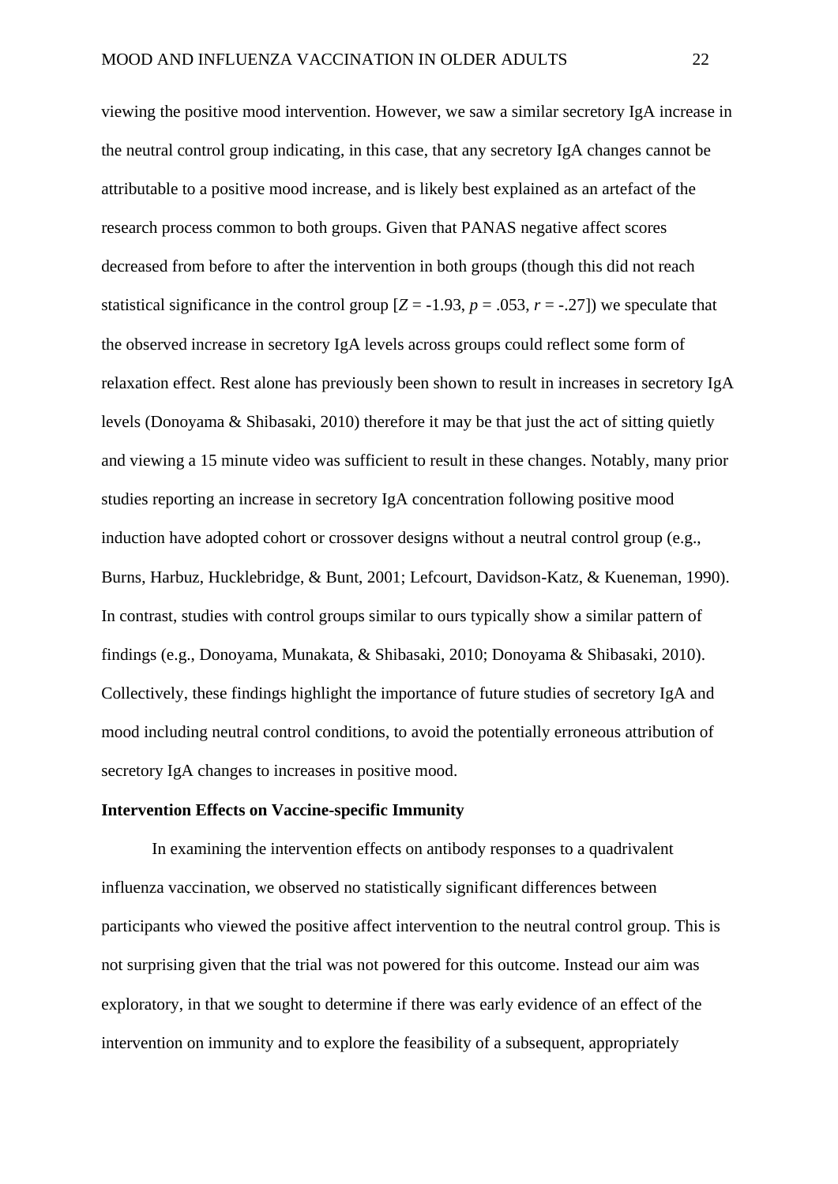viewing the positive mood intervention. However, we saw a similar secretory IgA increase in the neutral control group indicating, in this case, that any secretory IgA changes cannot be attributable to a positive mood increase, and is likely best explained as an artefact of the research process common to both groups. Given that PANAS negative affect scores decreased from before to after the intervention in both groups (though this did not reach statistical significance in the control group [$Z$ = -1.93, $p$ = .053, $r$ = -.27]) we speculate that the observed increase in secretory IgA levels across groups could reflect some form of relaxation effect. Rest alone has previously been shown to result in increases in secretory IgA levels (Donoyama & Shibasaki, 2010) therefore it may be that just the act of sitting quietly and viewing a 15 minute video was sufficient to result in these changes. Notably, many prior studies reporting an increase in secretory IgA concentration following positive mood induction have adopted cohort or crossover designs without a neutral control group (e.g., Burns, Harbuz, Hucklebridge, & Bunt, 2001; Lefcourt, Davidson-Katz, & Kueneman, 1990). In contrast, studies with control groups similar to ours typically show a similar pattern of findings (e.g., Donoyama, Munakata, & Shibasaki, 2010; Donoyama & Shibasaki, 2010). Collectively, these findings highlight the importance of future studies of secretory IgA and mood including neutral control conditions, to avoid the potentially erroneous attribution of secretory IgA changes to increases in positive mood.

**Intervention Effects on Vaccine-specific Immunity**

In examining the intervention effects on antibody responses to a quadrivalent influenza vaccination, we observed no statistically significant differences between participants who viewed the positive affect intervention to the neutral control group. This is not surprising given that the trial was not powered for this outcome. Instead our aim was exploratory, in that we sought to determine if there was early evidence of an effect of the intervention on immunity and to explore the feasibility of a subsequent, appropriately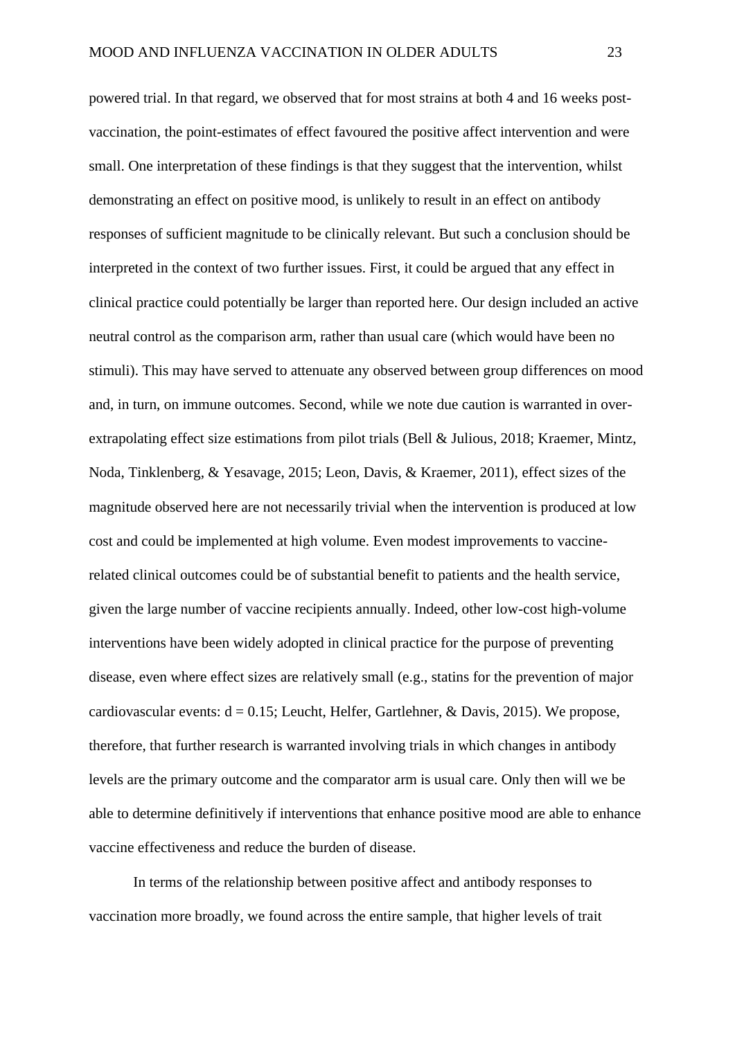powered trial. In that regard, we observed that for most strains at both 4 and 16 weeks post-vaccination, the point-estimates of effect favoured the positive affect intervention and were small. One interpretation of these findings is that they suggest that the intervention, whilst demonstrating an effect on positive mood, is unlikely to result in an effect on antibody responses of sufficient magnitude to be clinically relevant. But such a conclusion should be interpreted in the context of two further issues. First, it could be argued that any effect in clinical practice could potentially be larger than reported here. Our design included an active neutral control as the comparison arm, rather than usual care (which would have been no stimuli). This may have served to attenuate any observed between group differences on mood and, in turn, on immune outcomes. Second, while we note due caution is warranted in over-extrapolating effect size estimations from pilot trials (Bell & Julious, 2018; Kraemer, Mintz, Noda, Tinklenberg, & Yesavage, 2015; Leon, Davis, & Kraemer, 2011), effect sizes of the magnitude observed here are not necessarily trivial when the intervention is produced at low cost and could be implemented at high volume. Even modest improvements to vaccine-related clinical outcomes could be of substantial benefit to patients and the health service, given the large number of vaccine recipients annually. Indeed, other low-cost high-volume interventions have been widely adopted in clinical practice for the purpose of preventing disease, even where effect sizes are relatively small (e.g., statins for the prevention of major cardiovascular events: $d = 0.15$; Leucht, Helfer, Gartlehner, & Davis, 2015). We propose, therefore, that further research is warranted involving trials in which changes in antibody levels are the primary outcome and the comparator arm is usual care. Only then will we be able to determine definitively if interventions that enhance positive mood are able to enhance vaccine effectiveness and reduce the burden of disease.

In terms of the relationship between positive affect and antibody responses to vaccination more broadly, we found across the entire sample, that higher levels of trait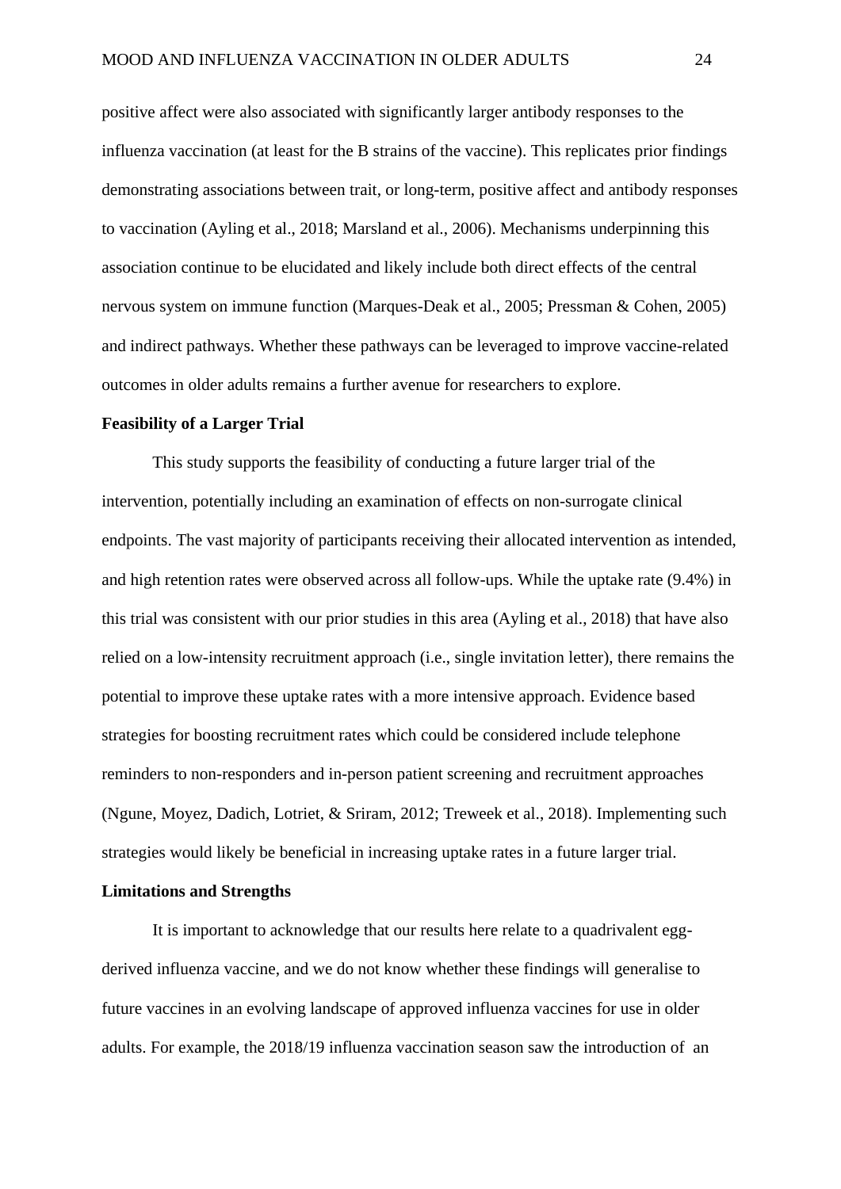positive affect were also associated with significantly larger antibody responses to the influenza vaccination (at least for the B strains of the vaccine). This replicates prior findings demonstrating associations between trait, or long-term, positive affect and antibody responses to vaccination (Ayling et al., 2018; Marsland et al., 2006). Mechanisms underpinning this association continue to be elucidated and likely include both direct effects of the central nervous system on immune function (Marques-Deak et al., 2005; Pressman & Cohen, 2005) and indirect pathways. Whether these pathways can be leveraged to improve vaccine-related outcomes in older adults remains a further avenue for researchers to explore.

**Feasibility of a Larger Trial**

This study supports the feasibility of conducting a future larger trial of the intervention, potentially including an examination of effects on non-surrogate clinical endpoints. The vast majority of participants receiving their allocated intervention as intended, and high retention rates were observed across all follow-ups. While the uptake rate (9.4%) in this trial was consistent with our prior studies in this area (Ayling et al., 2018) that have also relied on a low-intensity recruitment approach (i.e., single invitation letter), there remains the potential to improve these uptake rates with a more intensive approach. Evidence based strategies for boosting recruitment rates which could be considered include telephone reminders to non-responders and in-person patient screening and recruitment approaches (Ngune, Moyez, Dadich, Lotriet, & Sriram, 2012; Treweek et al., 2018). Implementing such strategies would likely be beneficial in increasing uptake rates in a future larger trial.

**Limitations and Strengths**

It is important to acknowledge that our results here relate to a quadrivalent egg-derived influenza vaccine, and we do not know whether these findings will generalise to future vaccines in an evolving landscape of approved influenza vaccines for use in older adults. For example, the 2018/19 influenza vaccination season saw the introduction of an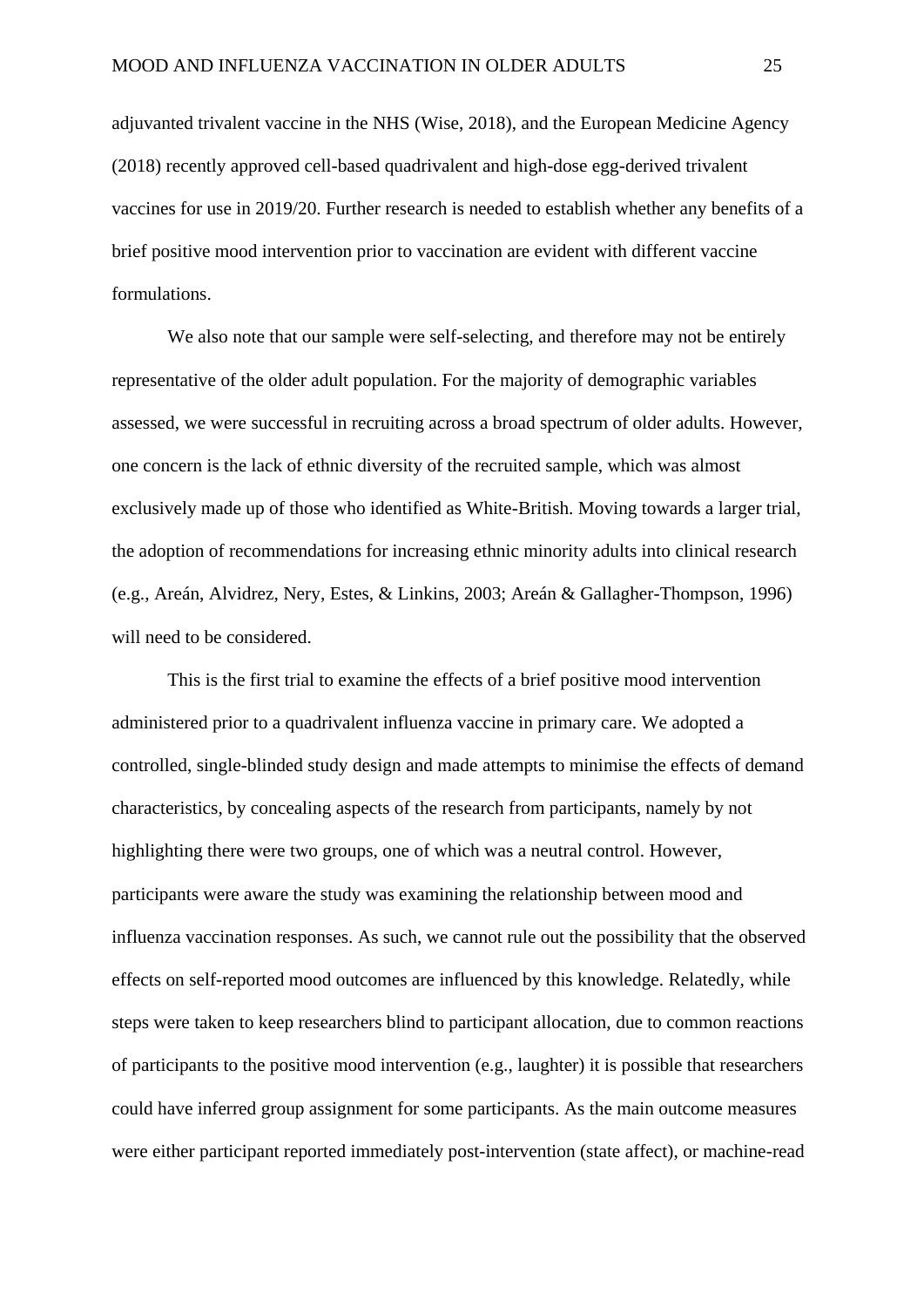adjuvanted trivalent vaccine in the NHS (Wise, 2018), and the European Medicine Agency (2018) recently approved cell-based quadrivalent and high-dose egg-derived trivalent vaccines for use in 2019/20. Further research is needed to establish whether any benefits of a brief positive mood intervention prior to vaccination are evident with different vaccine formulations.

We also note that our sample were self-selecting, and therefore may not be entirely representative of the older adult population. For the majority of demographic variables assessed, we were successful in recruiting across a broad spectrum of older adults. However, one concern is the lack of ethnic diversity of the recruited sample, which was almost exclusively made up of those who identified as White-British. Moving towards a larger trial, the adoption of recommendations for increasing ethnic minority adults into clinical research (e.g., Areán, Alvidrez, Nery, Estes, & Linkins, 2003; Areán & Gallagher-Thompson, 1996) will need to be considered.

This is the first trial to examine the effects of a brief positive mood intervention administered prior to a quadrivalent influenza vaccine in primary care. We adopted a controlled, single-blinded study design and made attempts to minimise the effects of demand characteristics, by concealing aspects of the research from participants, namely by not highlighting there were two groups, one of which was a neutral control. However, participants were aware the study was examining the relationship between mood and influenza vaccination responses. As such, we cannot rule out the possibility that the observed effects on self-reported mood outcomes are influenced by this knowledge. Relatedly, while steps were taken to keep researchers blind to participant allocation, due to common reactions of participants to the positive mood intervention (e.g., laughter) it is possible that researchers could have inferred group assignment for some participants. As the main outcome measures were either participant reported immediately post-intervention (state affect), or machine-read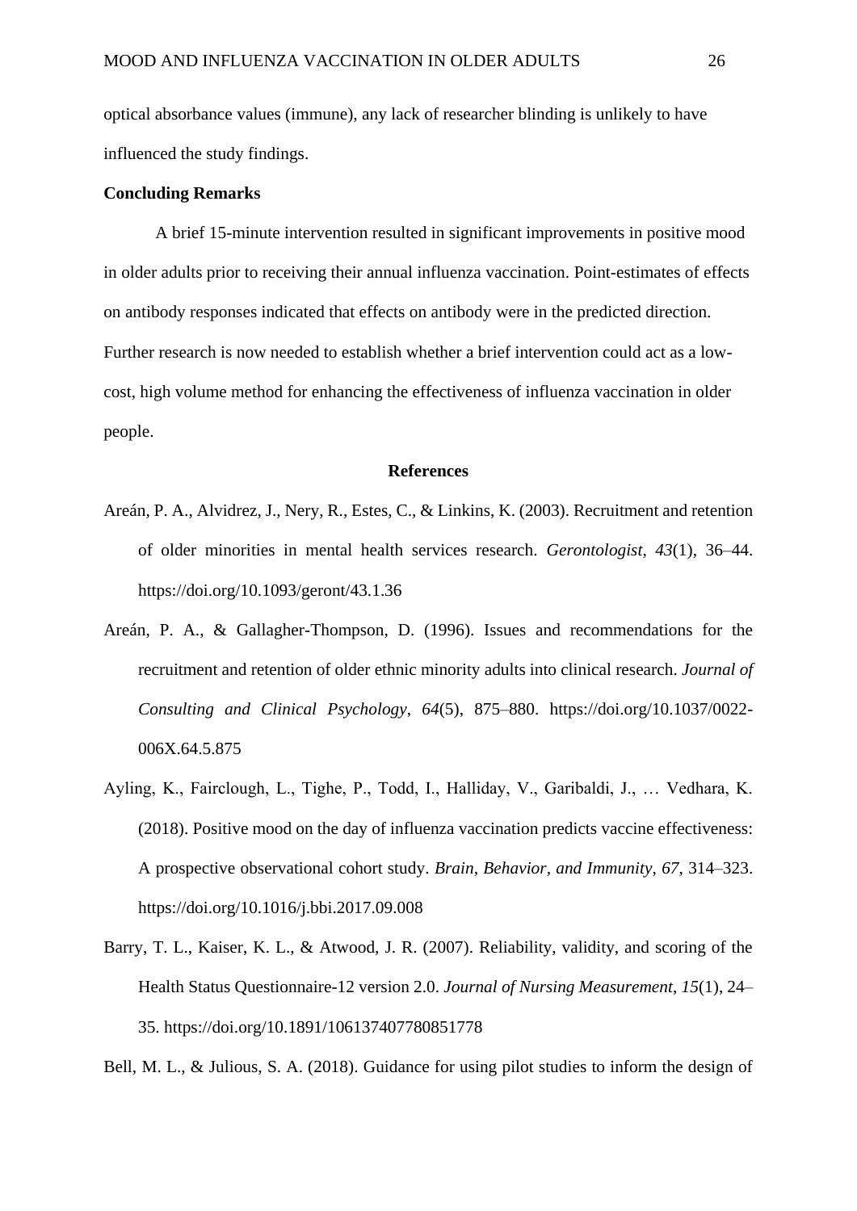optical absorbance values (immune), any lack of researcher blinding is unlikely to have influenced the study findings.

### Concluding Remarks

A brief 15-minute intervention resulted in significant improvements in positive mood in older adults prior to receiving their annual influenza vaccination. Point-estimates of effects on antibody responses indicated that effects on antibody were in the predicted direction. Further research is now needed to establish whether a brief intervention could act as a low-cost, high volume method for enhancing the effectiveness of influenza vaccination in older people.

## References

Areán, P. A., Alvidrez, J., Nery, R., Estes, C., & Linkins, K. (2003). Recruitment and retention of older minorities in mental health services research. *Gerontologist*, *43*(1), 36–44. https://doi.org/10.1093/geront/43.1.36

Areán, P. A., & Gallagher-Thompson, D. (1996). Issues and recommendations for the recruitment and retention of older ethnic minority adults into clinical research. *Journal of Consulting and Clinical Psychology*, *64*(5), 875–880. https://doi.org/10.1037/0022-006X.64.5.875

Ayling, K., Fairclough, L., Tighe, P., Todd, I., Halliday, V., Garibaldi, J., … Vedhara, K. (2018). Positive mood on the day of influenza vaccination predicts vaccine effectiveness: A prospective observational cohort study. *Brain, Behavior, and Immunity*, *67*, 314–323. https://doi.org/10.1016/j.bbi.2017.09.008

Barry, T. L., Kaiser, K. L., & Atwood, J. R. (2007). Reliability, validity, and scoring of the Health Status Questionnaire-12 version 2.0. *Journal of Nursing Measurement*, *15*(1), 24–35. https://doi.org/10.1891/106137407780851778

Bell, M. L., & Julious, S. A. (2018). Guidance for using pilot studies to inform the design of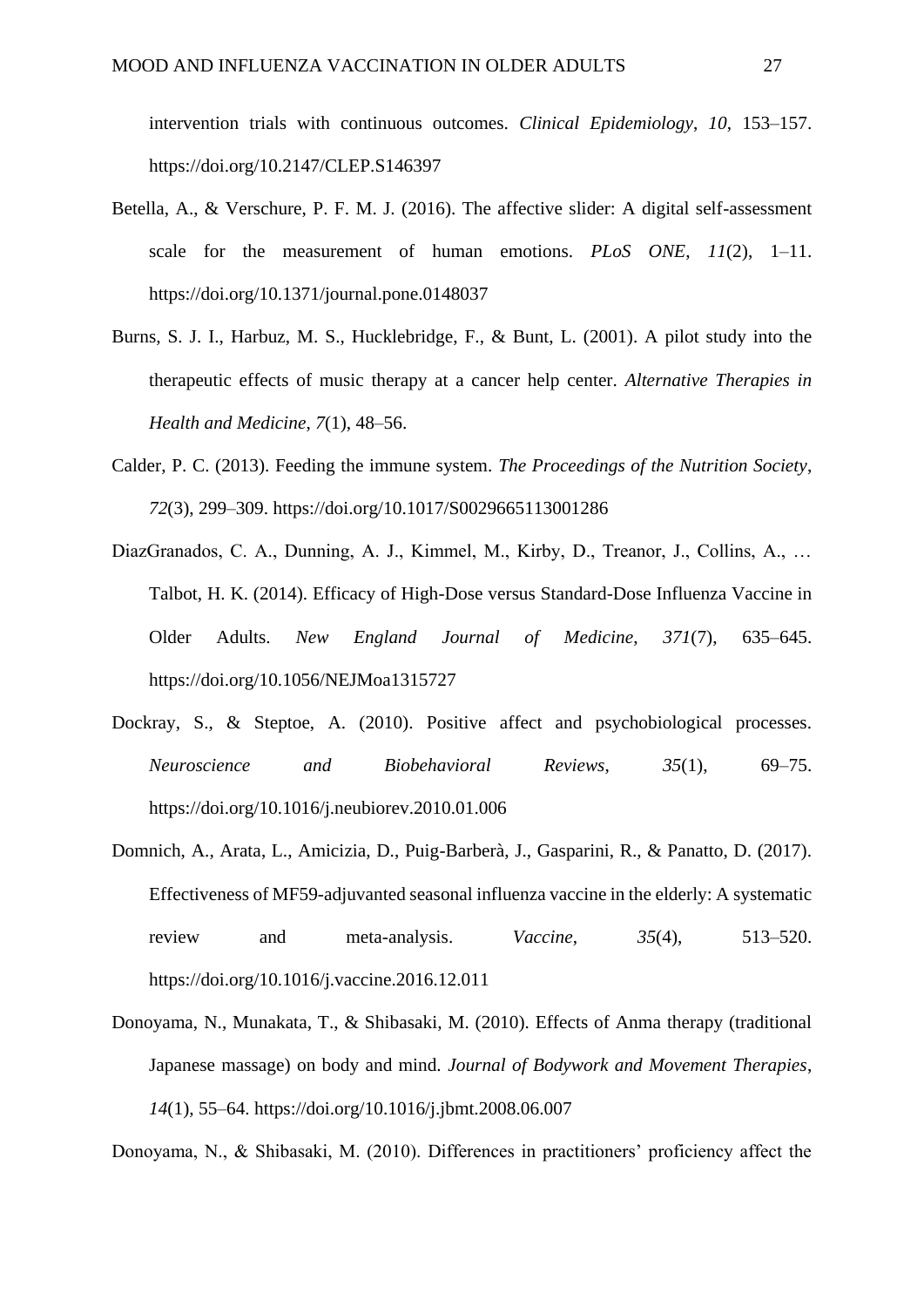intervention trials with continuous outcomes. *Clinical Epidemiology*, *10*, 153–157. https://doi.org/10.2147/CLEP.S146397

Betella, A., & Verschure, P. F. M. J. (2016). The affective slider: A digital self-assessment scale for the measurement of human emotions. *PLoS ONE*, *11*(2), 1–11. https://doi.org/10.1371/journal.pone.0148037

Burns, S. J. I., Harbuz, M. S., Hucklebridge, F., & Bunt, L. (2001). A pilot study into the therapeutic effects of music therapy at a cancer help center. *Alternative Therapies in Health and Medicine*, *7*(1), 48–56.

Calder, P. C. (2013). Feeding the immune system. *The Proceedings of the Nutrition Society*, *72*(3), 299–309. https://doi.org/10.1017/S0029665113001286

DiazGranados, C. A., Dunning, A. J., Kimmel, M., Kirby, D., Treanor, J., Collins, A., … Talbot, H. K. (2014). Efficacy of High-Dose versus Standard-Dose Influenza Vaccine in Older Adults. *New England Journal of Medicine*, *371*(7), 635–645. https://doi.org/10.1056/NEJMoa1315727

Dockray, S., & Steptoe, A. (2010). Positive affect and psychobiological processes. *Neuroscience and Biobehavioral Reviews*, *35*(1), 69–75. https://doi.org/10.1016/j.neubiorev.2010.01.006

Domnich, A., Arata, L., Amicizia, D., Puig-Barberà, J., Gasparini, R., & Panatto, D. (2017). Effectiveness of MF59-adjuvanted seasonal influenza vaccine in the elderly: A systematic review and meta-analysis. *Vaccine*, *35*(4), 513–520. https://doi.org/10.1016/j.vaccine.2016.12.011

Donoyama, N., Munakata, T., & Shibasaki, M. (2010). Effects of Anma therapy (traditional Japanese massage) on body and mind. *Journal of Bodywork and Movement Therapies*, *14*(1), 55–64. https://doi.org/10.1016/j.jbmt.2008.06.007

Donoyama, N., & Shibasaki, M. (2010). Differences in practitioners' proficiency affect the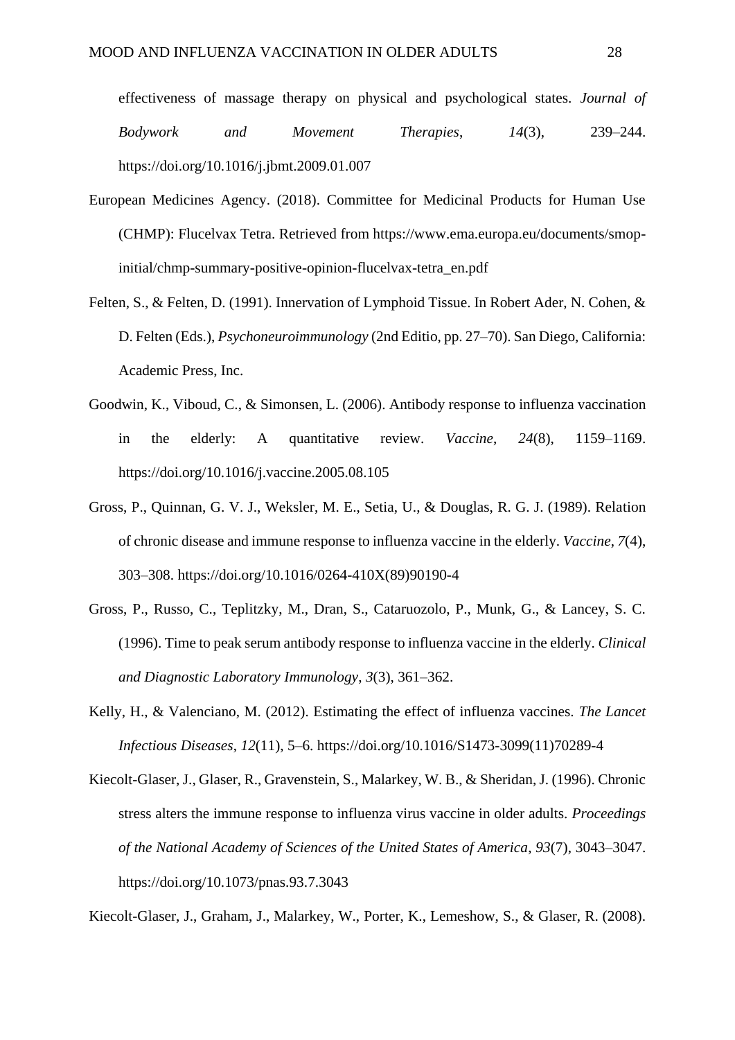effectiveness of massage therapy on physical and psychological states. *Journal of Bodywork and Movement Therapies*, *14*(3), 239–244. https://doi.org/10.1016/j.jbmt.2009.01.007

European Medicines Agency. (2018). Committee for Medicinal Products for Human Use (CHMP): Flucelvax Tetra. Retrieved from https://www.ema.europa.eu/documents/smop-initial/chmp-summary-positive-opinion-flucelvax-tetra_en.pdf

Felten, S., & Felten, D. (1991). Innervation of Lymphoid Tissue. In Robert Ader, N. Cohen, & D. Felten (Eds.), *Psychoneuroimmunology* (2nd Editio, pp. 27–70). San Diego, California: Academic Press, Inc.

Goodwin, K., Viboud, C., & Simonsen, L. (2006). Antibody response to influenza vaccination in the elderly: A quantitative review. *Vaccine*, *24*(8), 1159–1169. https://doi.org/10.1016/j.vaccine.2005.08.105

Gross, P., Quinnan, G. V. J., Weksler, M. E., Setia, U., & Douglas, R. G. J. (1989). Relation of chronic disease and immune response to influenza vaccine in the elderly. *Vaccine*, *7*(4), 303–308. https://doi.org/10.1016/0264-410X(89)90190-4

Gross, P., Russo, C., Teplitzky, M., Dran, S., Cataruozolo, P., Munk, G., & Lancey, S. C. (1996). Time to peak serum antibody response to influenza vaccine in the elderly. *Clinical and Diagnostic Laboratory Immunology*, *3*(3), 361–362.

Kelly, H., & Valenciano, M. (2012). Estimating the effect of influenza vaccines. *The Lancet Infectious Diseases*, *12*(11), 5–6. https://doi.org/10.1016/S1473-3099(11)70289-4

Kiecolt-Glaser, J., Glaser, R., Gravenstein, S., Malarkey, W. B., & Sheridan, J. (1996). Chronic stress alters the immune response to influenza virus vaccine in older adults. *Proceedings of the National Academy of Sciences of the United States of America*, *93*(7), 3043–3047. https://doi.org/10.1073/pnas.93.7.3043

Kiecolt-Glaser, J., Graham, J., Malarkey, W., Porter, K., Lemeshow, S., & Glaser, R. (2008).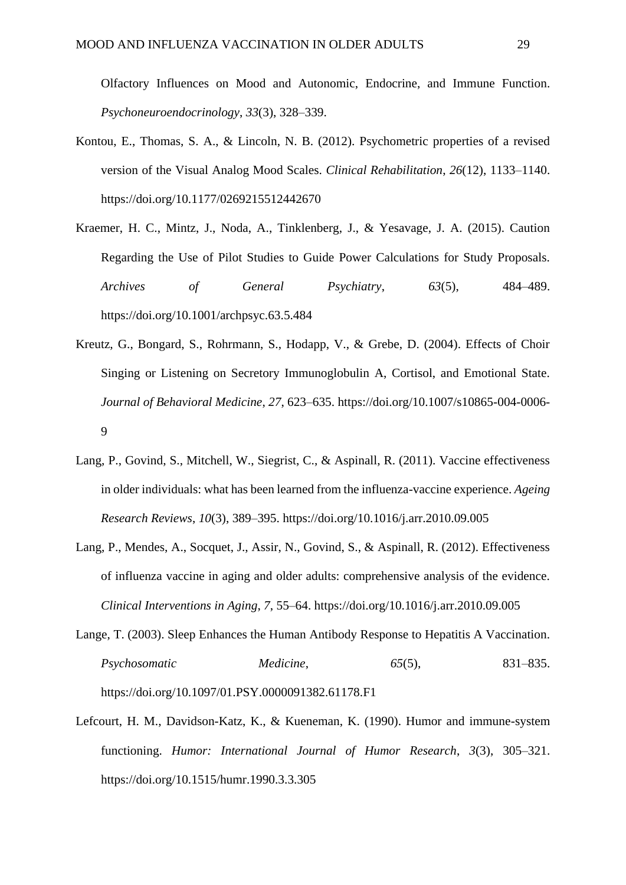Olfactory Influences on Mood and Autonomic, Endocrine, and Immune Function. *Psychoneuroendocrinology*, *33*(3), 328–339.

Kontou, E., Thomas, S. A., & Lincoln, N. B. (2012). Psychometric properties of a revised version of the Visual Analog Mood Scales. *Clinical Rehabilitation*, *26*(12), 1133–1140. https://doi.org/10.1177/0269215512442670

Kraemer, H. C., Mintz, J., Noda, A., Tinklenberg, J., & Yesavage, J. A. (2015). Caution Regarding the Use of Pilot Studies to Guide Power Calculations for Study Proposals. *Archives of General Psychiatry*, *63*(5), 484–489. https://doi.org/10.1001/archpsyc.63.5.484

Kreutz, G., Bongard, S., Rohrmann, S., Hodapp, V., & Grebe, D. (2004). Effects of Choir Singing or Listening on Secretory Immunoglobulin A, Cortisol, and Emotional State. *Journal of Behavioral Medicine*, *27*, 623–635. https://doi.org/10.1007/s10865-004-0006-9

Lang, P., Govind, S., Mitchell, W., Siegrist, C., & Aspinall, R. (2011). Vaccine effectiveness in older individuals: what has been learned from the influenza-vaccine experience. *Ageing Research Reviews*, *10*(3), 389–395. https://doi.org/10.1016/j.arr.2010.09.005

Lang, P., Mendes, A., Socquet, J., Assir, N., Govind, S., & Aspinall, R. (2012). Effectiveness of influenza vaccine in aging and older adults: comprehensive analysis of the evidence. *Clinical Interventions in Aging*, *7*, 55–64. https://doi.org/10.1016/j.arr.2010.09.005

Lange, T. (2003). Sleep Enhances the Human Antibody Response to Hepatitis A Vaccination. *Psychosomatic Medicine*, *65*(5), 831–835. https://doi.org/10.1097/01.PSY.0000091382.61178.F1

Lefcourt, H. M., Davidson-Katz, K., & Kueneman, K. (1990). Humor and immune-system functioning. *Humor: International Journal of Humor Research*, *3*(3), 305–321. https://doi.org/10.1515/humr.1990.3.3.305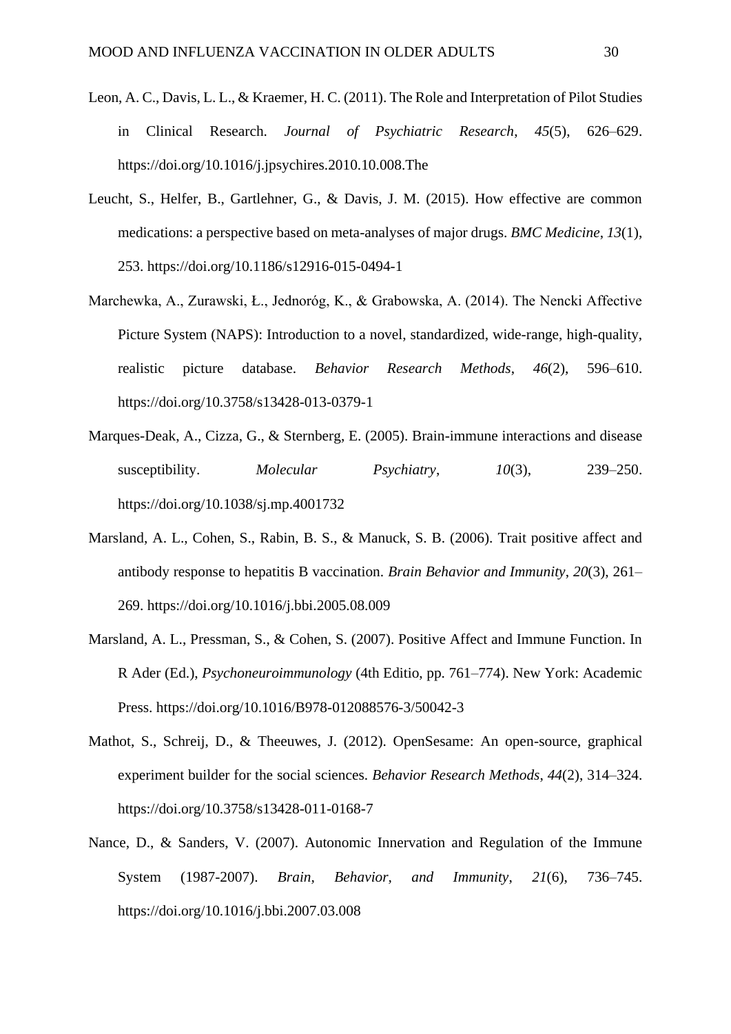Leon, A. C., Davis, L. L., & Kraemer, H. C. (2011). The Role and Interpretation of Pilot Studies in Clinical Research. *Journal of Psychiatric Research*, *45*(5), 626–629. https://doi.org/10.1016/j.jpsychires.2010.10.008.The

Leucht, S., Helfer, B., Gartlehner, G., & Davis, J. M. (2015). How effective are common medications: a perspective based on meta-analyses of major drugs. *BMC Medicine*, *13*(1), 253. https://doi.org/10.1186/s12916-015-0494-1

Marchewka, A., Zurawski, Ł., Jednoróg, K., & Grabowska, A. (2014). The Nencki Affective Picture System (NAPS): Introduction to a novel, standardized, wide-range, high-quality, realistic picture database. *Behavior Research Methods*, *46*(2), 596–610. https://doi.org/10.3758/s13428-013-0379-1

Marques-Deak, A., Cizza, G., & Sternberg, E. (2005). Brain-immune interactions and disease susceptibility. *Molecular Psychiatry*, *10*(3), 239–250. https://doi.org/10.1038/sj.mp.4001732

Marsland, A. L., Cohen, S., Rabin, B. S., & Manuck, S. B. (2006). Trait positive affect and antibody response to hepatitis B vaccination. *Brain Behavior and Immunity*, *20*(3), 261–269. https://doi.org/10.1016/j.bbi.2005.08.009

Marsland, A. L., Pressman, S., & Cohen, S. (2007). Positive Affect and Immune Function. In R Ader (Ed.), *Psychoneuroimmunology* (4th Editio, pp. 761–774). New York: Academic Press. https://doi.org/10.1016/B978-012088576-3/50042-3

Mathot, S., Schreij, D., & Theeuwes, J. (2012). OpenSesame: An open-source, graphical experiment builder for the social sciences. *Behavior Research Methods*, *44*(2), 314–324. https://doi.org/10.3758/s13428-011-0168-7

Nance, D., & Sanders, V. (2007). Autonomic Innervation and Regulation of the Immune System (1987-2007). *Brain, Behavior, and Immunity*, *21*(6), 736–745. https://doi.org/10.1016/j.bbi.2007.03.008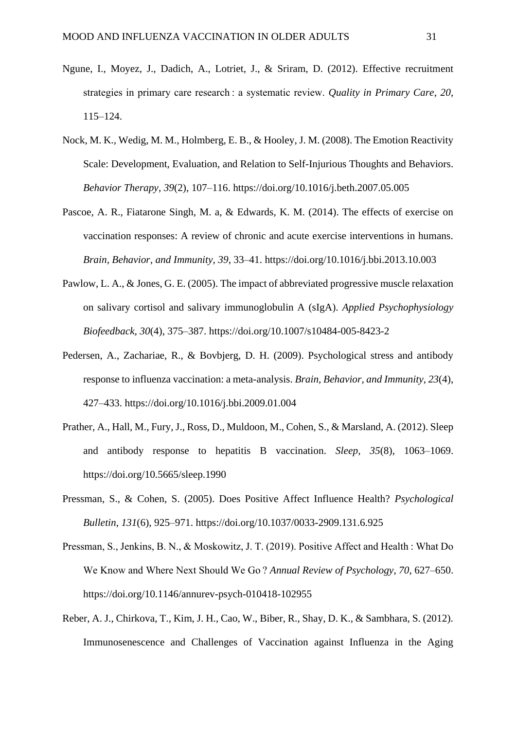Ngune, I., Moyez, J., Dadich, A., Lotriet, J., & Sriram, D. (2012). Effective recruitment strategies in primary care research : a systematic review. *Quality in Primary Care*, *20*, 115–124.

Nock, M. K., Wedig, M. M., Holmberg, E. B., & Hooley, J. M. (2008). The Emotion Reactivity Scale: Development, Evaluation, and Relation to Self-Injurious Thoughts and Behaviors. *Behavior Therapy*, *39*(2), 107–116. https://doi.org/10.1016/j.beth.2007.05.005

Pascoe, A. R., Fiatarone Singh, M. a, & Edwards, K. M. (2014). The effects of exercise on vaccination responses: A review of chronic and acute exercise interventions in humans. *Brain, Behavior, and Immunity*, *39*, 33–41. https://doi.org/10.1016/j.bbi.2013.10.003

Pawlow, L. A., & Jones, G. E. (2005). The impact of abbreviated progressive muscle relaxation on salivary cortisol and salivary immunoglobulin A (sIgA). *Applied Psychophysiology Biofeedback*, *30*(4), 375–387. https://doi.org/10.1007/s10484-005-8423-2

Pedersen, A., Zachariae, R., & Bovbjerg, D. H. (2009). Psychological stress and antibody response to influenza vaccination: a meta-analysis. *Brain, Behavior, and Immunity*, *23*(4), 427–433. https://doi.org/10.1016/j.bbi.2009.01.004

Prather, A., Hall, M., Fury, J., Ross, D., Muldoon, M., Cohen, S., & Marsland, A. (2012). Sleep and antibody response to hepatitis B vaccination. *Sleep*, *35*(8), 1063–1069. https://doi.org/10.5665/sleep.1990

Pressman, S., & Cohen, S. (2005). Does Positive Affect Influence Health? *Psychological Bulletin*, *131*(6), 925–971. https://doi.org/10.1037/0033-2909.131.6.925

Pressman, S., Jenkins, B. N., & Moskowitz, J. T. (2019). Positive Affect and Health : What Do We Know and Where Next Should We Go ? *Annual Review of Psychology*, *70*, 627–650. https://doi.org/10.1146/annurev-psych-010418-102955

Reber, A. J., Chirkova, T., Kim, J. H., Cao, W., Biber, R., Shay, D. K., & Sambhara, S. (2012). Immunosenescence and Challenges of Vaccination against Influenza in the Aging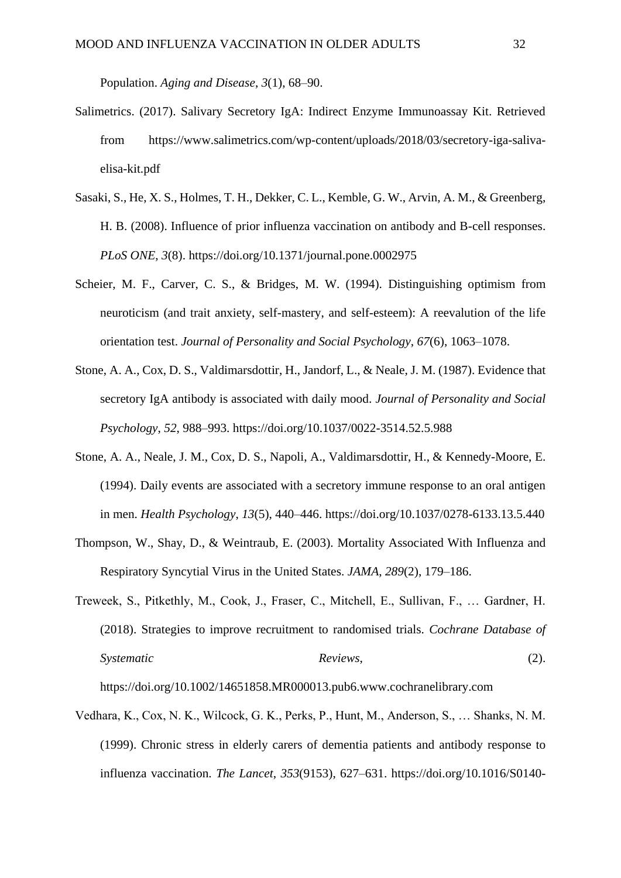Population. *Aging and Disease*, *3*(1), 68–90.

Salimetrics. (2017). Salivary Secretory IgA: Indirect Enzyme Immunoassay Kit. Retrieved from https://www.salimetrics.com/wp-content/uploads/2018/03/secretory-iga-saliva-elisa-kit.pdf

Sasaki, S., He, X. S., Holmes, T. H., Dekker, C. L., Kemble, G. W., Arvin, A. M., & Greenberg, H. B. (2008). Influence of prior influenza vaccination on antibody and B-cell responses. *PLoS ONE*, *3*(8). https://doi.org/10.1371/journal.pone.0002975

Scheier, M. F., Carver, C. S., & Bridges, M. W. (1994). Distinguishing optimism from neuroticism (and trait anxiety, self-mastery, and self-esteem): A reevalution of the life orientation test. *Journal of Personality and Social Psychology*, *67*(6), 1063–1078.

Stone, A. A., Cox, D. S., Valdimarsdottir, H., Jandorf, L., & Neale, J. M. (1987). Evidence that secretory IgA antibody is associated with daily mood. *Journal of Personality and Social Psychology*, *52*, 988–993. https://doi.org/10.1037/0022-3514.52.5.988

Stone, A. A., Neale, J. M., Cox, D. S., Napoli, A., Valdimarsdottir, H., & Kennedy-Moore, E. (1994). Daily events are associated with a secretory immune response to an oral antigen in men. *Health Psychology*, *13*(5), 440–446. https://doi.org/10.1037/0278-6133.13.5.440

Thompson, W., Shay, D., & Weintraub, E. (2003). Mortality Associated With Influenza and Respiratory Syncytial Virus in the United States. *JAMA*, *289*(2), 179–186.

Treweek, S., Pitkethly, M., Cook, J., Fraser, C., Mitchell, E., Sullivan, F., … Gardner, H. (2018). Strategies to improve recruitment to randomised trials. *Cochrane Database of Systematic Reviews*, (2). https://doi.org/10.1002/14651858.MR000013.pub6.www.cochranelibrary.com

Vedhara, K., Cox, N. K., Wilcock, G. K., Perks, P., Hunt, M., Anderson, S., … Shanks, N. M. (1999). Chronic stress in elderly carers of dementia patients and antibody response to influenza vaccination. *The Lancet*, *353*(9153), 627–631. https://doi.org/10.1016/S0140-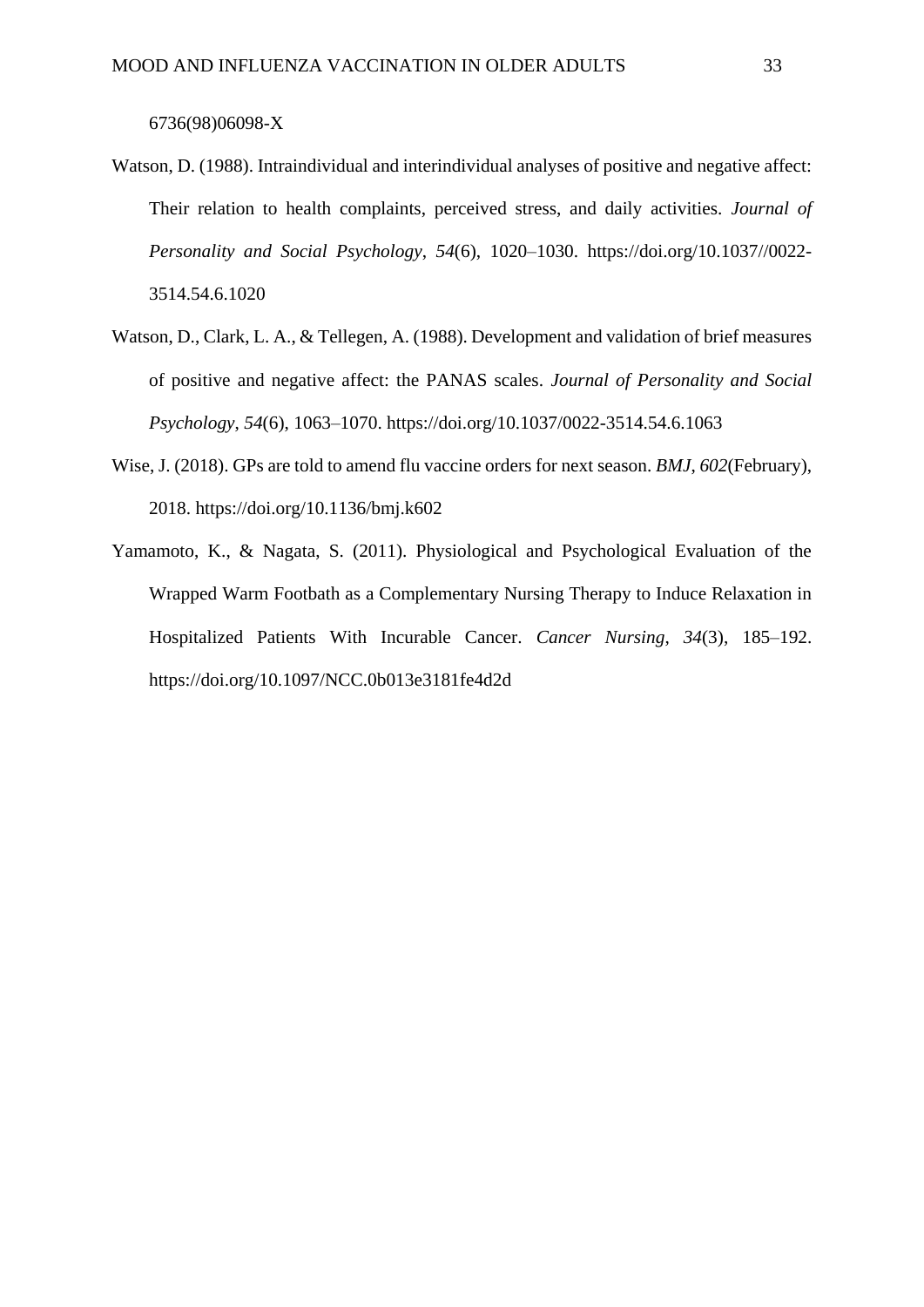6736(98)06098-X

Watson, D. (1988). Intraindividual and interindividual analyses of positive and negative affect: Their relation to health complaints, perceived stress, and daily activities. *Journal of Personality and Social Psychology*, *54*(6), 1020–1030. https://doi.org/10.1037//0022-3514.54.6.1020

Watson, D., Clark, L. A., & Tellegen, A. (1988). Development and validation of brief measures of positive and negative affect: the PANAS scales. *Journal of Personality and Social Psychology*, *54*(6), 1063–1070. https://doi.org/10.1037/0022-3514.54.6.1063

Wise, J. (2018). GPs are told to amend flu vaccine orders for next season. *BMJ*, *602*(February), 2018. https://doi.org/10.1136/bmj.k602

Yamamoto, K., & Nagata, S. (2011). Physiological and Psychological Evaluation of the Wrapped Warm Footbath as a Complementary Nursing Therapy to Induce Relaxation in Hospitalized Patients With Incurable Cancer. *Cancer Nursing*, *34*(3), 185–192. https://doi.org/10.1097/NCC.0b013e3181fe4d2d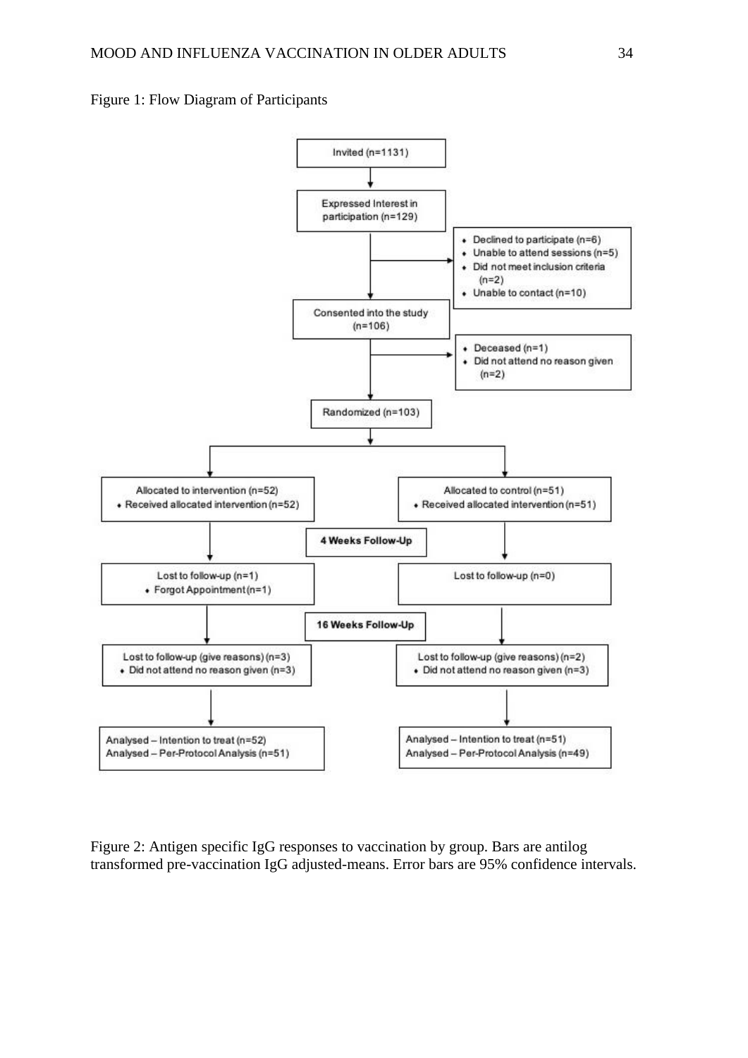Figure 1: Flow Diagram of Participants

Invited (n=1131)

Expressed Interest in participation (n=129)

- Declined to participate (n=6)
- Unable to attend sessions (n=5)
- Did not meet inclusion criteria (n=2)
- Unable to contact (n=10)

Consented into the study (n=106)

- Deceased (n=1)
- Did not attend no reason given (n=2)

Randomized (n=103)

| Intervention | Control |
|---|---|
| Allocated to intervention (n=52)<br>• Received allocated intervention (n=52) | Allocated to control (n=51)<br>• Received allocated intervention (n=51) |
| **4 Weeks Follow-Up** | |
| Lost to follow-up (n=1)<br>• Forgot Appointment (n=1) | Lost to follow-up (n=0) |
| **16 Weeks Follow-Up** | |
| Lost to follow-up (give reasons) (n=3)<br>• Did not attend no reason given (n=3) | Lost to follow-up (give reasons) (n=2)<br>• Did not attend no reason given (n=3) |
| Analysed – Intention to treat (n=52)<br>Analysed – Per-Protocol Analysis (n=51) | Analysed – Intention to treat (n=51)<br>Analysed – Per-Protocol Analysis (n=49) |

Figure 2: Antigen specific IgG responses to vaccination by group. Bars are antilog transformed pre-vaccination IgG adjusted-means. Error bars are 95% confidence intervals.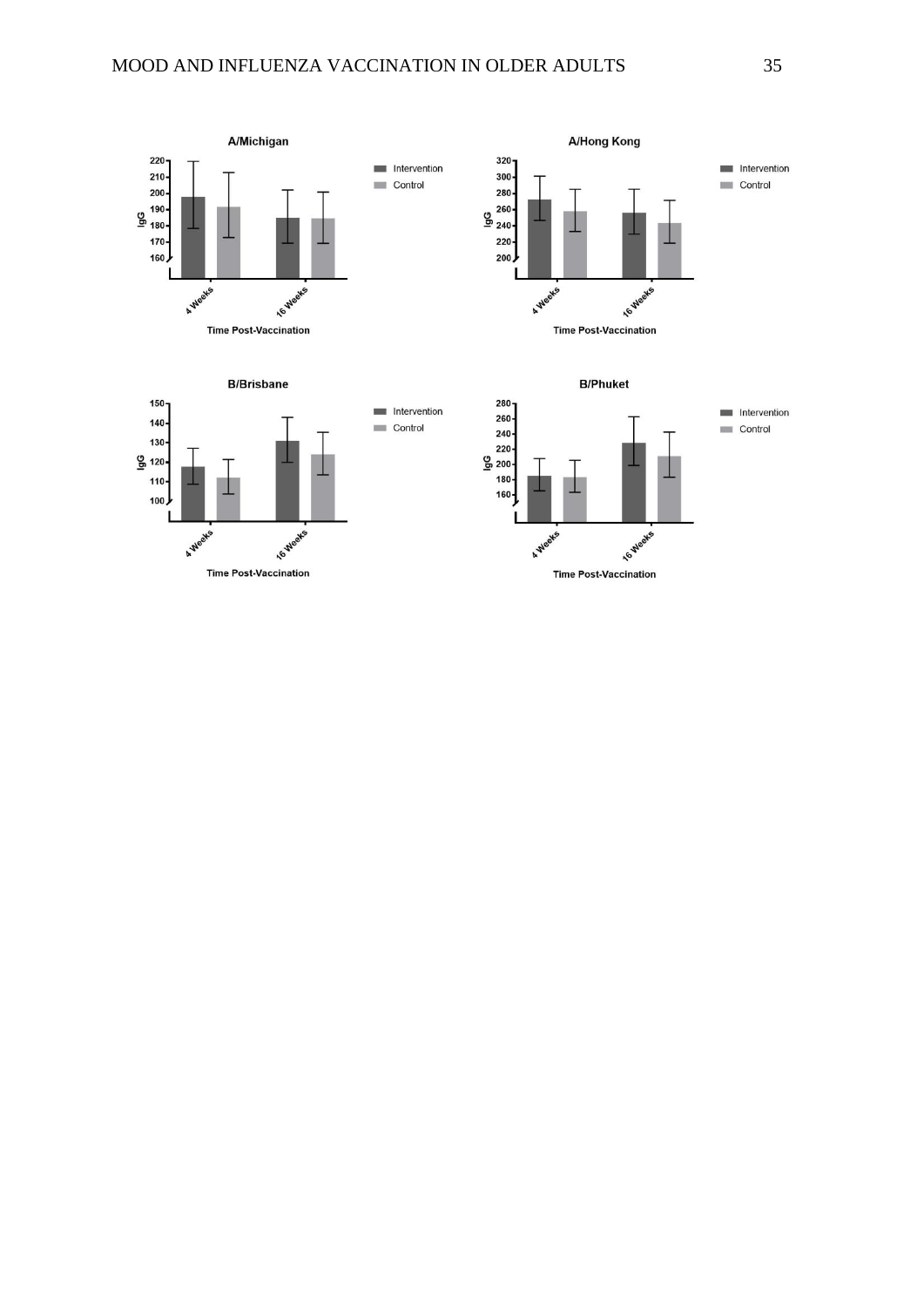**A/Michigan**

IgG (160–220) by Time Post-Vaccination (4 Weeks, 16 Weeks); Intervention, Control

**A/Hong Kong**

IgG (200–320) by Time Post-Vaccination (4 Weeks, 16 Weeks); Intervention, Control

**B/Brisbane**

IgG (100–150) by Time Post-Vaccination (4 Weeks, 16 Weeks); Intervention, Control

**B/Phuket**

IgG (160–280) by Time Post-Vaccination (4 Weeks, 16 Weeks); Intervention, Control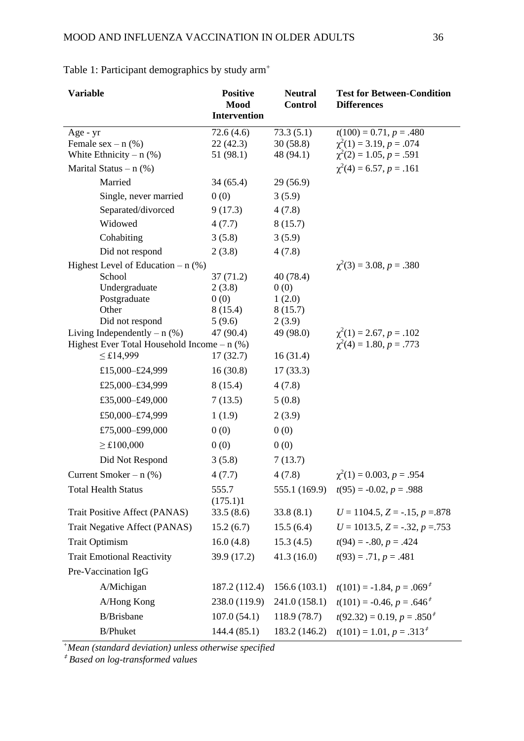Table 1: Participant demographics by study arm[+]

| Variable | Positive Mood Intervention | Neutral Control | Test for Between-Condition Differences |
|---|---|---|---|
| Age - yr | 72.6 (4.6) | 73.3 (5.1) | $t(100) = 0.71$, $p = .480$ |
| Female sex – n (%) | 22 (42.3) | 30 (58.8) | $\chi^2(1) = 3.19$, $p = .074$ |
| White Ethnicity – n (%) | 51 (98.1) | 48 (94.1) | $\chi^2(2) = 1.05$, $p = .591$ |
| Marital Status – n (%) | | | $\chi^2(4) = 6.57$, $p = .161$ |
| Married | 34 (65.4) | 29 (56.9) | |
| Single, never married | 0 (0) | 3 (5.9) | |
| Separated/divorced | 9 (17.3) | 4 (7.8) | |
| Widowed | 4 (7.7) | 8 (15.7) | |
| Cohabiting | 3 (5.8) | 3 (5.9) | |
| Did not respond | 2 (3.8) | 4 (7.8) | |
| Highest Level of Education – n (%) | | | $\chi^2(3) = 3.08$, $p = .380$ |
| School | 37 (71.2) | 40 (78.4) | |
| Undergraduate | 2 (3.8) | 0 (0) | |
| Postgraduate | 0 (0) | 1 (2.0) | |
| Other | 8 (15.4) | 8 (15.7) | |
| Did not respond | 5 (9.6) | 2 (3.9) | |
| Living Independently – n (%) | 47 (90.4) | 49 (98.0) | $\chi^2(1) = 2.67$, $p = .102$ |
| Highest Ever Total Household Income – n (%) | | | $\chi^2(4) = 1.80$, $p = .773$ |
| ≤ £14,999 | 17 (32.7) | 16 (31.4) | |
| £15,000–£24,999 | 16 (30.8) | 17 (33.3) | |
| £25,000–£34,999 | 8 (15.4) | 4 (7.8) | |
| £35,000–£49,000 | 7 (13.5) | 5 (0.8) | |
| £50,000–£74,999 | 1 (1.9) | 2 (3.9) | |
| £75,000–£99,000 | 0 (0) | 0 (0) | |
| ≥ £100,000 | 0 (0) | 0 (0) | |
| Did Not Respond | 3 (5.8) | 7 (13.7) | |
| Current Smoker – n (%) | 4 (7.7) | 4 (7.8) | $\chi^2(1) = 0.003$, $p = .954$ |
| Total Health Status | 555.7 (175.1)1 | 555.1 (169.9) | $t(95) = -0.02$, $p = .988$ |
| Trait Positive Affect (PANAS) | 33.5 (8.6) | 33.8 (8.1) | $U = 1104.5$, $Z = -.15$, $p = .878$ |
| Trait Negative Affect (PANAS) | 15.2 (6.7) | 15.5 (6.4) | $U = 1013.5$, $Z = -.32$, $p = .753$ |
| Trait Optimism | 16.0 (4.8) | 15.3 (4.5) | $t(94) = -.80$, $p = .424$ |
| Trait Emotional Reactivity | 39.9 (17.2) | 41.3 (16.0) | $t(93) = .71$, $p = .481$ |
| Pre-Vaccination IgG | | | |
| A/Michigan | 187.2 (112.4) | 156.6 (103.1) | $t(101) = -1.84$, $p = .069$[≠] |
| A/Hong Kong | 238.0 (119.9) | 241.0 (158.1) | $t(101) = -0.46$, $p = .646$[≠] |
| B/Brisbane | 107.0 (54.1) | 118.9 (78.7) | $t(92.32) = 0.19$, $p = .850$[≠] |
| B/Phuket | 144.4 (85.1) | 183.2 (146.2) | $t(101) = 1.01$, $p = .313$[≠] |

[+] *Mean (standard deviation) unless otherwise specified*

[≠] *Based on log-transformed values*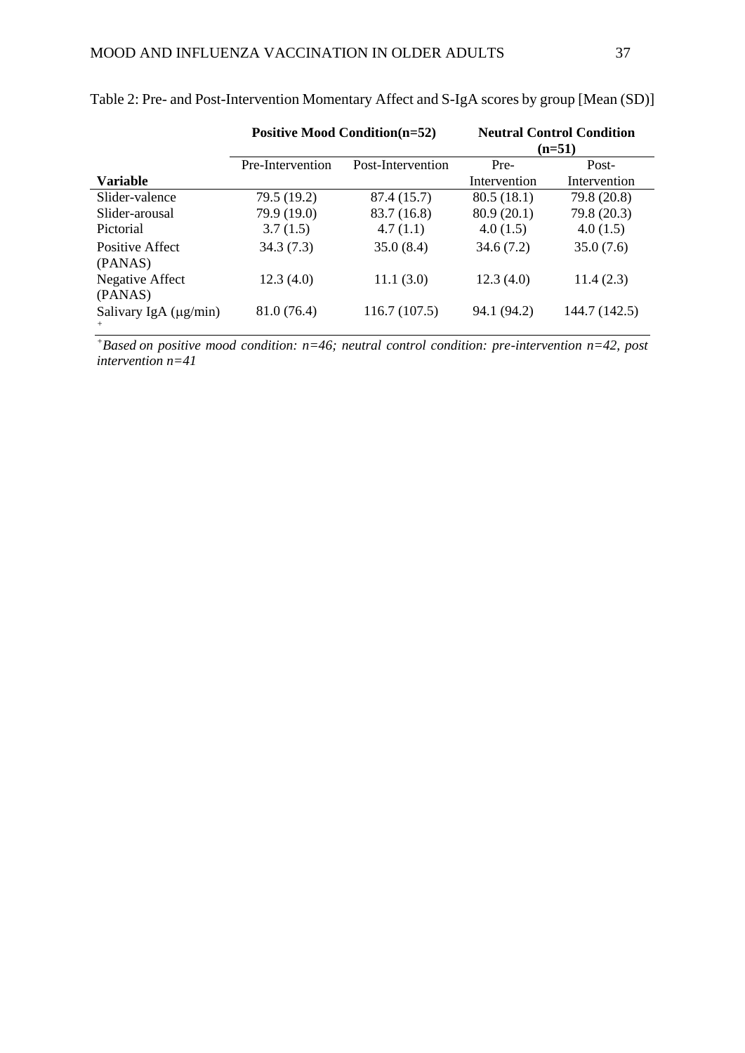Table 2: Pre- and Post-Intervention Momentary Affect and S-IgA scores by group [Mean (SD)]

| | Positive Mood Condition(n=52) | | Neutral Control Condition (n=51) | |
|---|---|---|---|---|
| **Variable** | Pre-Intervention | Post-Intervention | Pre-Intervention | Post-Intervention |
| Slider-valence | 79.5 (19.2) | 87.4 (15.7) | 80.5 (18.1) | 79.8 (20.8) |
| Slider-arousal | 79.9 (19.0) | 83.7 (16.8) | 80.9 (20.1) | 79.8 (20.3) |
| Pictorial | 3.7 (1.5) | 4.7 (1.1) | 4.0 (1.5) | 4.0 (1.5) |
| Positive Affect (PANAS) | 34.3 (7.3) | 35.0 (8.4) | 34.6 (7.2) | 35.0 (7.6) |
| Negative Affect (PANAS) | 12.3 (4.0) | 11.1 (3.0) | 12.3 (4.0) | 11.4 (2.3) |
| Salivary IgA (μg/min) + | 81.0 (76.4) | 116.7 (107.5) | 94.1 (94.2) | 144.7 (142.5) |

+*Based on positive mood condition: n=46; neutral control condition: pre-intervention n=42, post intervention n=41*